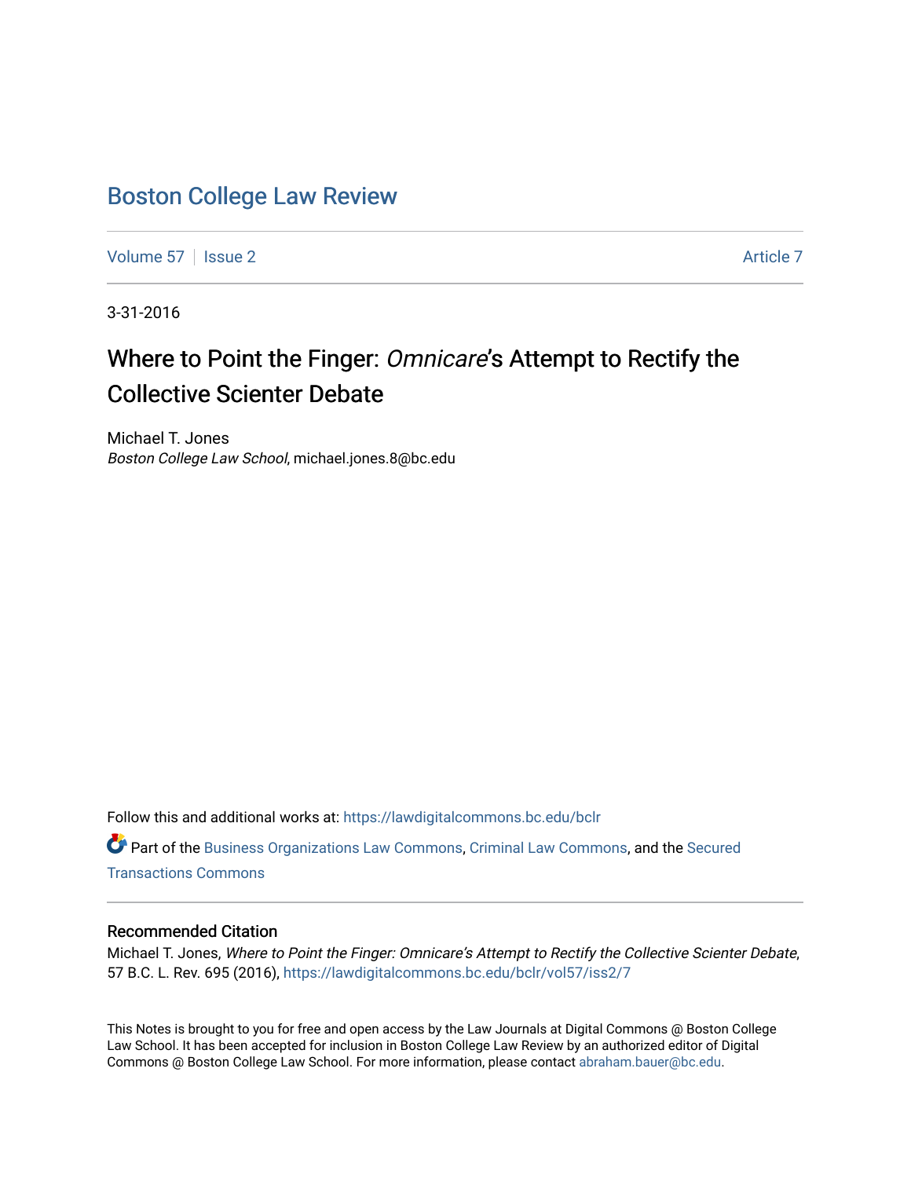# Boston College Law Review

Volume 57 | Issue 2 | Article 7

3-31-2016

## Where to Point the Finger: *Omnicare*'s Attempt to Rectify the Collective Scienter Debate

Michael T. Jones
*Boston College Law School*, michael.jones.8@bc.edu

Follow this and additional works at: https://lawdigitalcommons.bc.edu/bclr

Part of the Business Organizations Law Commons, Criminal Law Commons, and the Secured Transactions Commons

### Recommended Citation

Michael T. Jones, *Where to Point the Finger: Omnicare's Attempt to Rectify the Collective Scienter Debate*, 57 B.C. L. Rev. 695 (2016), https://lawdigitalcommons.bc.edu/bclr/vol57/iss2/7

This Notes is brought to you for free and open access by the Law Journals at Digital Commons @ Boston College Law School. It has been accepted for inclusion in Boston College Law Review by an authorized editor of Digital Commons @ Boston College Law School. For more information, please contact abraham.bauer@bc.edu.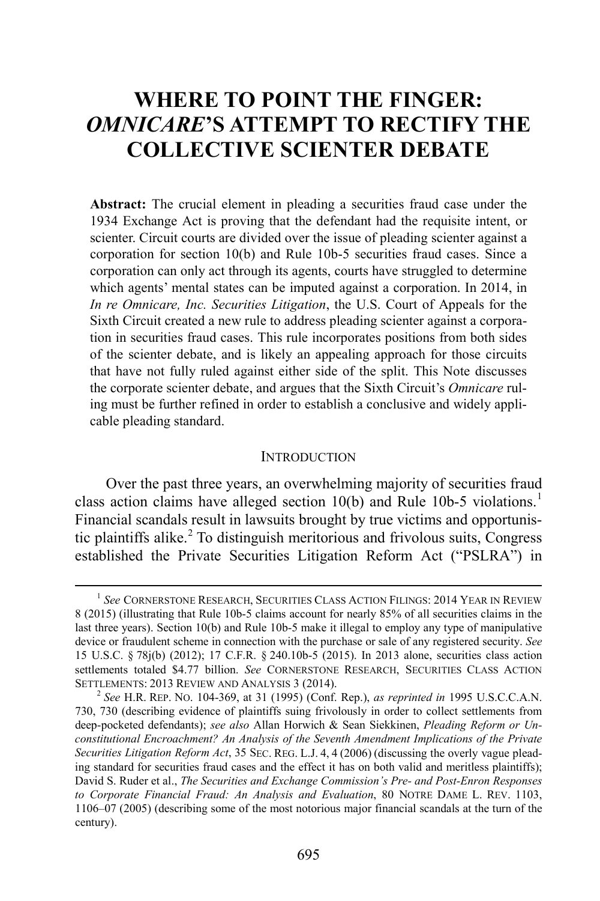# WHERE TO POINT THE FINGER: *OMNICARE*'S ATTEMPT TO RECTIFY THE COLLECTIVE SCIENTER DEBATE

**Abstract:** The crucial element in pleading a securities fraud case under the 1934 Exchange Act is proving that the defendant had the requisite intent, or scienter. Circuit courts are divided over the issue of pleading scienter against a corporation for section 10(b) and Rule 10b-5 securities fraud cases. Since a corporation can only act through its agents, courts have struggled to determine which agents' mental states can be imputed against a corporation. In 2014, in *In re Omnicare, Inc. Securities Litigation*, the U.S. Court of Appeals for the Sixth Circuit created a new rule to address pleading scienter against a corporation in securities fraud cases. This rule incorporates positions from both sides of the scienter debate, and is likely an appealing approach for those circuits that have not fully ruled against either side of the split. This Note discusses the corporate scienter debate, and argues that the Sixth Circuit's *Omnicare* ruling must be further refined in order to establish a conclusive and widely applicable pleading standard.

## INTRODUCTION

Over the past three years, an overwhelming majority of securities fraud class action claims have alleged section 10(b) and Rule 10b-5 violations.[1] Financial scandals result in lawsuits brought by true victims and opportunistic plaintiffs alike.[2] To distinguish meritorious and frivolous suits, Congress established the Private Securities Litigation Reform Act ("PSLRA") in

---

[1] *See* CORNERSTONE RESEARCH, SECURITIES CLASS ACTION FILINGS: 2014 YEAR IN REVIEW 8 (2015) (illustrating that Rule 10b-5 claims account for nearly 85% of all securities claims in the last three years). Section 10(b) and Rule 10b-5 make it illegal to employ any type of manipulative device or fraudulent scheme in connection with the purchase or sale of any registered security. *See* 15 U.S.C. § 78j(b) (2012); 17 C.F.R. § 240.10b-5 (2015). In 2013 alone, securities class action settlements totaled $4.77 billion. *See* CORNERSTONE RESEARCH, SECURITIES CLASS ACTION SETTLEMENTS: 2013 REVIEW AND ANALYSIS 3 (2014).

[2] *See* H.R. REP. NO. 104-369, at 31 (1995) (Conf. Rep.), *as reprinted in* 1995 U.S.C.C.A.N. 730, 730 (describing evidence of plaintiffs suing frivolously in order to collect settlements from deep-pocketed defendants); *see also* Allan Horwich & Sean Siekkinen, *Pleading Reform or Unconstitutional Encroachment? An Analysis of the Seventh Amendment Implications of the Private Securities Litigation Reform Act*, 35 SEC. REG. L.J. 4, 4 (2006) (discussing the overly vague pleading standard for securities fraud cases and the effect it has on both valid and meritless plaintiffs); David S. Ruder et al., *The Securities and Exchange Commission's Pre- and Post-Enron Responses to Corporate Financial Fraud: An Analysis and Evaluation*, 80 NOTRE DAME L. REV. 1103, 1106–07 (2005) (describing some of the most notorious major financial scandals at the turn of the century).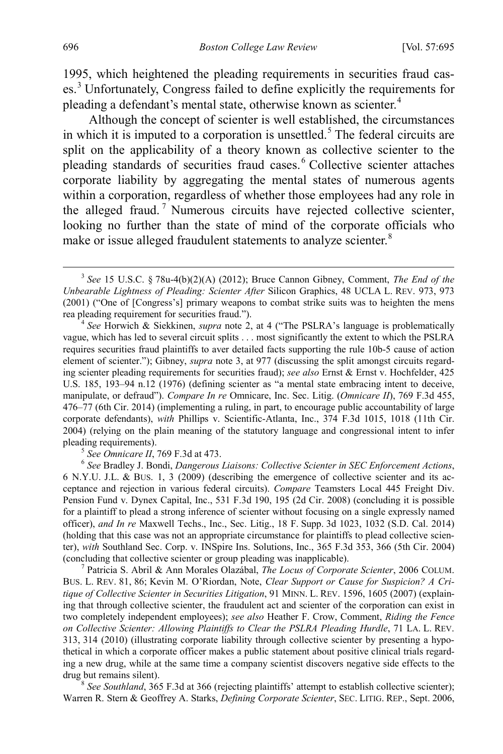1995, which heightened the pleading requirements in securities fraud cases.[3] Unfortunately, Congress failed to define explicitly the requirements for pleading a defendant's mental state, otherwise known as scienter.[4]

Although the concept of scienter is well established, the circumstances in which it is imputed to a corporation is unsettled.[5] The federal circuits are split on the applicability of a theory known as collective scienter to the pleading standards of securities fraud cases.[6] Collective scienter attaches corporate liability by aggregating the mental states of numerous agents within a corporation, regardless of whether those employees had any role in the alleged fraud.[7] Numerous circuits have rejected collective scienter, looking no further than the state of mind of the corporate officials who make or issue alleged fraudulent statements to analyze scienter.[8]

---

[3] *See* 15 U.S.C. § 78u-4(b)(2)(A) (2012); Bruce Cannon Gibney, Comment, *The End of the Unbearable Lightness of Pleading: Scienter After* Silicon Graphics, 48 UCLA L. REV. 973, 973 (2001) ("One of [Congress's] primary weapons to combat strike suits was to heighten the mens rea pleading requirement for securities fraud.").

[4] *See* Horwich & Siekkinen, *supra* note 2, at 4 ("The PSLRA's language is problematically vague, which has led to several circuit splits . . . most significantly the extent to which the PSLRA requires securities fraud plaintiffs to aver detailed facts supporting the rule 10b-5 cause of action element of scienter."); Gibney, *supra* note 3, at 977 (discussing the split amongst circuits regarding scienter pleading requirements for securities fraud); *see also* Ernst & Ernst v. Hochfelder, 425 U.S. 185, 193–94 n.12 (1976) (defining scienter as "a mental state embracing intent to deceive, manipulate, or defraud"). *Compare In re* Omnicare, Inc. Sec. Litig. (*Omnicare II*), 769 F.3d 455, 476–77 (6th Cir. 2014) (implementing a ruling, in part, to encourage public accountability of large corporate defendants), *with* Phillips v. Scientific-Atlanta, Inc., 374 F.3d 1015, 1018 (11th Cir. 2004) (relying on the plain meaning of the statutory language and congressional intent to infer pleading requirements).

[5] *See Omnicare II*, 769 F.3d at 473.

[6] *See* Bradley J. Bondi, *Dangerous Liaisons: Collective Scienter in SEC Enforcement Actions*, 6 N.Y.U. J.L. & BUS. 1, 3 (2009) (describing the emergence of collective scienter and its acceptance and rejection in various federal circuits). *Compare* Teamsters Local 445 Freight Div. Pension Fund v. Dynex Capital, Inc., 531 F.3d 190, 195 (2d Cir. 2008) (concluding it is possible for a plaintiff to plead a strong inference of scienter without focusing on a single expressly named officer), *and In re* Maxwell Techs., Inc., Sec. Litig., 18 F. Supp. 3d 1023, 1032 (S.D. Cal. 2014) (holding that this case was not an appropriate circumstance for plaintiffs to plead collective scienter), *with* Southland Sec. Corp. v. INSpire Ins. Solutions, Inc., 365 F.3d 353, 366 (5th Cir. 2004) (concluding that collective scienter or group pleading was inapplicable).

[7] Patricia S. Abril & Ann Morales Olazábal, *The Locus of Corporate Scienter*, 2006 COLUM. BUS. L. REV. 81, 86; Kevin M. O'Riordan, Note, *Clear Support or Cause for Suspicion? A Critique of Collective Scienter in Securities Litigation*, 91 MINN. L. REV. 1596, 1605 (2007) (explaining that through collective scienter, the fraudulent act and scienter of the corporation can exist in two completely independent employees); *see also* Heather F. Crow, Comment, *Riding the Fence on Collective Scienter: Allowing Plaintiffs to Clear the PSLRA Pleading Hurdle*, 71 LA. L. REV. 313, 314 (2010) (illustrating corporate liability through collective scienter by presenting a hypothetical in which a corporate officer makes a public statement about positive clinical trials regarding a new drug, while at the same time a company scientist discovers negative side effects to the drug but remains silent).

[8] *See Southland*, 365 F.3d at 366 (rejecting plaintiffs' attempt to establish collective scienter); Warren R. Stern & Geoffrey A. Starks, *Defining Corporate Scienter*, SEC. LITIG. REP., Sept. 2006,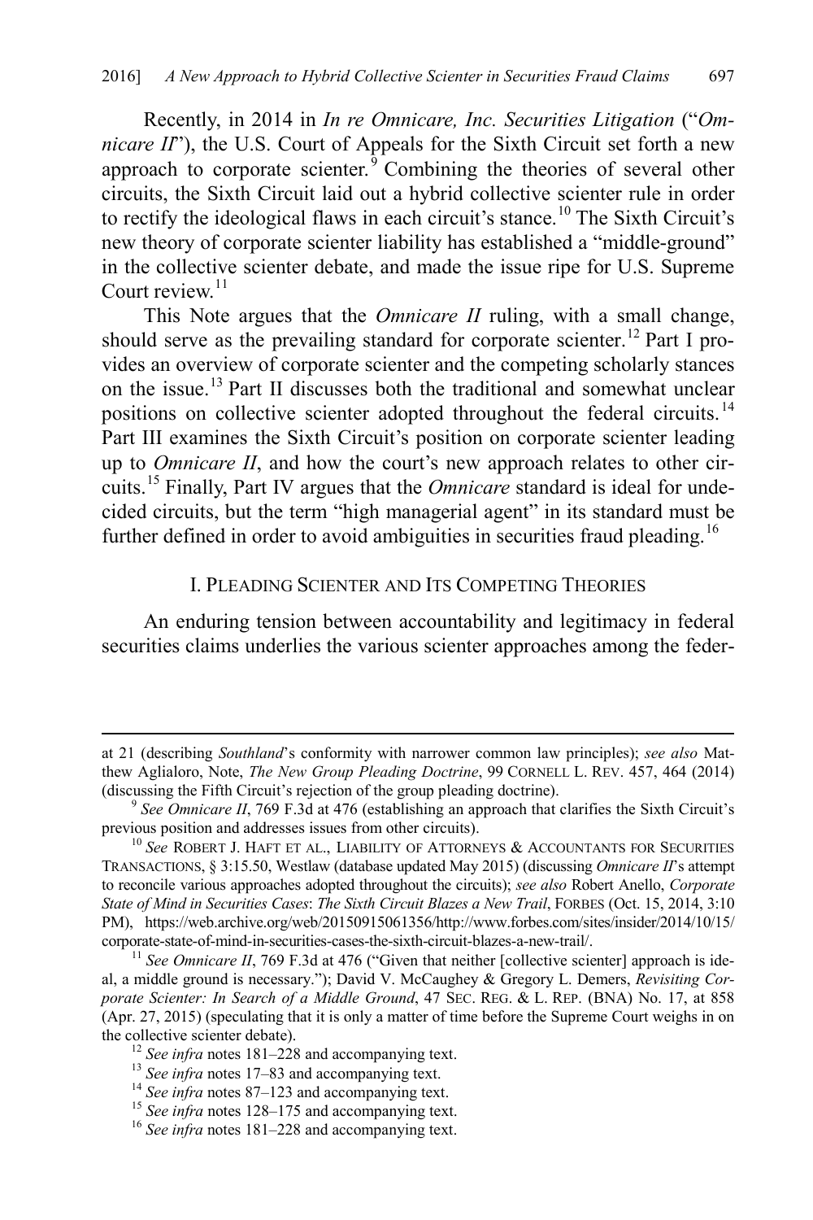Recently, in 2014 in *In re Omnicare, Inc. Securities Litigation* ("*Omnicare II*"), the U.S. Court of Appeals for the Sixth Circuit set forth a new approach to corporate scienter.[9] Combining the theories of several other circuits, the Sixth Circuit laid out a hybrid collective scienter rule in order to rectify the ideological flaws in each circuit's stance.[10] The Sixth Circuit's new theory of corporate scienter liability has established a "middle-ground" in the collective scienter debate, and made the issue ripe for U.S. Supreme Court review.[11]

This Note argues that the *Omnicare II* ruling, with a small change, should serve as the prevailing standard for corporate scienter.[12] Part I provides an overview of corporate scienter and the competing scholarly stances on the issue.[13] Part II discusses both the traditional and somewhat unclear positions on collective scienter adopted throughout the federal circuits.[14] Part III examines the Sixth Circuit's position on corporate scienter leading up to *Omnicare II*, and how the court's new approach relates to other circuits.[15] Finally, Part IV argues that the *Omnicare* standard is ideal for undecided circuits, but the term "high managerial agent" in its standard must be further defined in order to avoid ambiguities in securities fraud pleading.[16]

## I. PLEADING SCIENTER AND ITS COMPETING THEORIES

An enduring tension between accountability and legitimacy in federal securities claims underlies the various scienter approaches among the feder-

---

at 21 (describing *Southland*'s conformity with narrower common law principles); *see also* Matthew Aglialoro, Note, *The New Group Pleading Doctrine*, 99 CORNELL L. REV. 457, 464 (2014) (discussing the Fifth Circuit's rejection of the group pleading doctrine).

[9] *See Omnicare II*, 769 F.3d at 476 (establishing an approach that clarifies the Sixth Circuit's previous position and addresses issues from other circuits).

[10] *See* ROBERT J. HAFT ET AL., LIABILITY OF ATTORNEYS & ACCOUNTANTS FOR SECURITIES TRANSACTIONS, § 3:15.50, Westlaw (database updated May 2015) (discussing *Omnicare II*'s attempt to reconcile various approaches adopted throughout the circuits); *see also* Robert Anello, *Corporate State of Mind in Securities Cases*: *The Sixth Circuit Blazes a New Trail*, FORBES (Oct. 15, 2014, 3:10 PM), https://web.archive.org/web/20150915061356/http://www.forbes.com/sites/insider/2014/10/15/corporate-state-of-mind-in-securities-cases-the-sixth-circuit-blazes-a-new-trail/.

[11] *See Omnicare II*, 769 F.3d at 476 ("Given that neither [collective scienter] approach is ideal, a middle ground is necessary."); David V. McCaughey & Gregory L. Demers, *Revisiting Corporate Scienter: In Search of a Middle Ground*, 47 SEC. REG. & L. REP. (BNA) No. 17, at 858 (Apr. 27, 2015) (speculating that it is only a matter of time before the Supreme Court weighs in on the collective scienter debate).

[12] *See infra* notes 181–228 and accompanying text.

[13] *See infra* notes 17–83 and accompanying text.

[14] *See infra* notes 87–123 and accompanying text.

[15] *See infra* notes 128–175 and accompanying text.

[16] *See infra* notes 181–228 and accompanying text.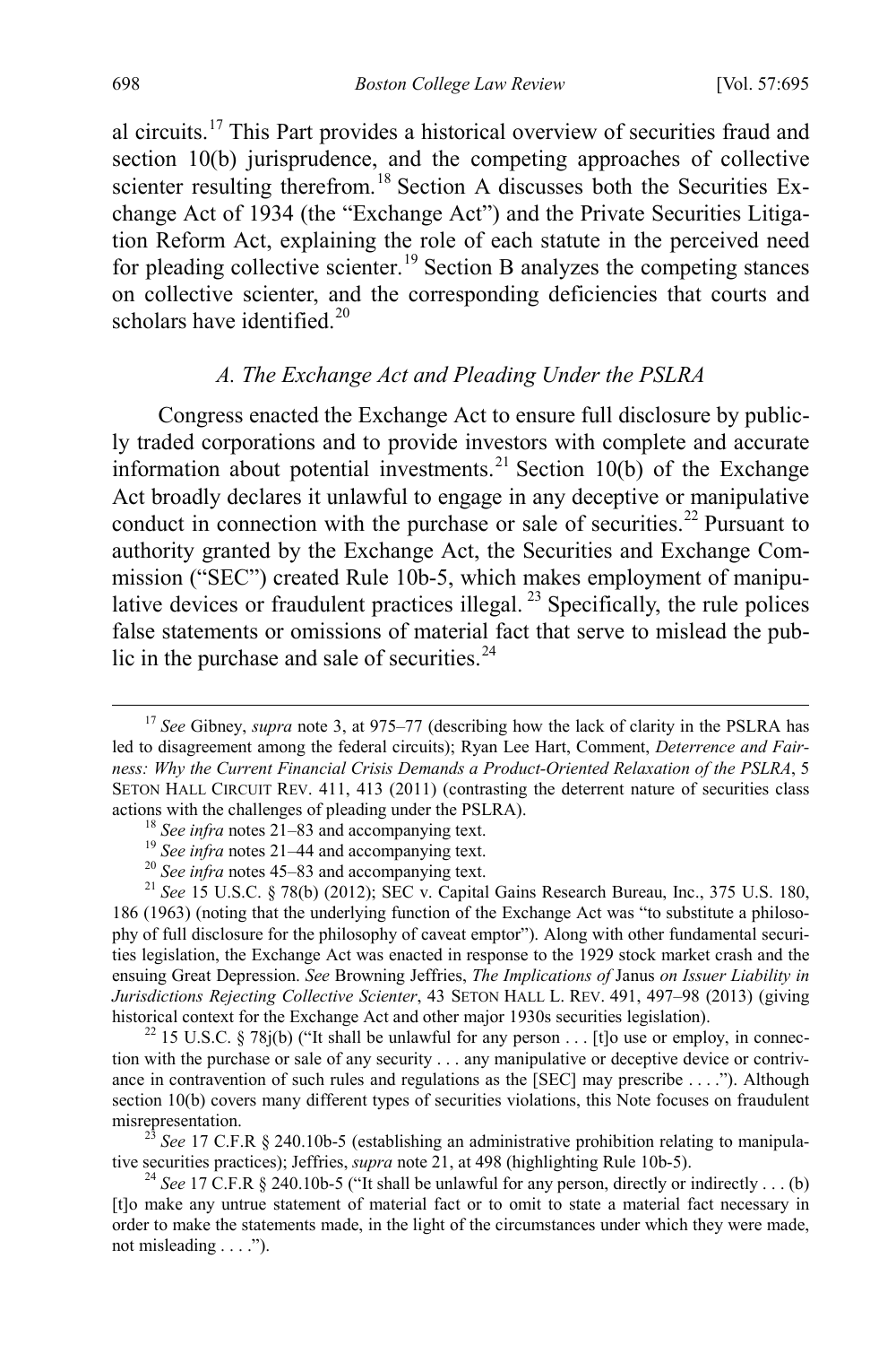al circuits.[17] This Part provides a historical overview of securities fraud and section 10(b) jurisprudence, and the competing approaches of collective scienter resulting therefrom.[18] Section A discusses both the Securities Exchange Act of 1934 (the "Exchange Act") and the Private Securities Litigation Reform Act, explaining the role of each statute in the perceived need for pleading collective scienter.[19] Section B analyzes the competing stances on collective scienter, and the corresponding deficiencies that courts and scholars have identified.[20]

### *A. The Exchange Act and Pleading Under the PSLRA*

Congress enacted the Exchange Act to ensure full disclosure by publicly traded corporations and to provide investors with complete and accurate information about potential investments.[21] Section 10(b) of the Exchange Act broadly declares it unlawful to engage in any deceptive or manipulative conduct in connection with the purchase or sale of securities.[22] Pursuant to authority granted by the Exchange Act, the Securities and Exchange Commission ("SEC") created Rule 10b-5, which makes employment of manipulative devices or fraudulent practices illegal.[23] Specifically, the rule polices false statements or omissions of material fact that serve to mislead the public in the purchase and sale of securities.[24]

---

[17] *See* Gibney, *supra* note 3, at 975–77 (describing how the lack of clarity in the PSLRA has led to disagreement among the federal circuits); Ryan Lee Hart, Comment, *Deterrence and Fairness: Why the Current Financial Crisis Demands a Product-Oriented Relaxation of the PSLRA*, 5 SETON HALL CIRCUIT REV. 411, 413 (2011) (contrasting the deterrent nature of securities class actions with the challenges of pleading under the PSLRA).

[18] *See infra* notes 21–83 and accompanying text.

[19] *See infra* notes 21–44 and accompanying text.

[20] *See infra* notes 45–83 and accompanying text.

[21] *See* 15 U.S.C. § 78(b) (2012); SEC v. Capital Gains Research Bureau, Inc., 375 U.S. 180, 186 (1963) (noting that the underlying function of the Exchange Act was "to substitute a philosophy of full disclosure for the philosophy of caveat emptor"). Along with other fundamental securities legislation, the Exchange Act was enacted in response to the 1929 stock market crash and the ensuing Great Depression. *See* Browning Jeffries, *The Implications of* Janus *on Issuer Liability in Jurisdictions Rejecting Collective Scienter*, 43 SETON HALL L. REV. 491, 497–98 (2013) (giving historical context for the Exchange Act and other major 1930s securities legislation).

[22] 15 U.S.C. § 78j(b) ("It shall be unlawful for any person . . . [t]o use or employ, in connection with the purchase or sale of any security . . . any manipulative or deceptive device or contrivance in contravention of such rules and regulations as the [SEC] may prescribe . . . ."). Although section 10(b) covers many different types of securities violations, this Note focuses on fraudulent misrepresentation.

[23] *See* 17 C.F.R § 240.10b-5 (establishing an administrative prohibition relating to manipulative securities practices); Jeffries, *supra* note 21, at 498 (highlighting Rule 10b-5).

[24] *See* 17 C.F.R § 240.10b-5 ("It shall be unlawful for any person, directly or indirectly . . . (b) [t]o make any untrue statement of material fact or to omit to state a material fact necessary in order to make the statements made, in the light of the circumstances under which they were made, not misleading . . . .").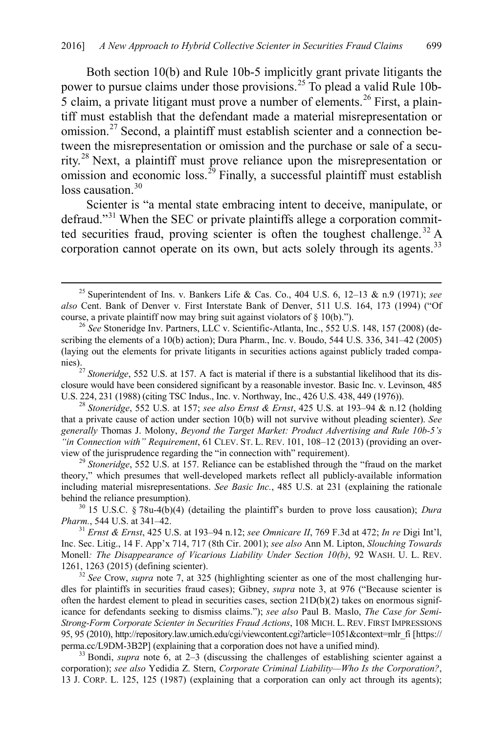Both section 10(b) and Rule 10b-5 implicitly grant private litigants the power to pursue claims under those provisions.[25] To plead a valid Rule 10b-5 claim, a private litigant must prove a number of elements.[26] First, a plaintiff must establish that the defendant made a material misrepresentation or omission.[27] Second, a plaintiff must establish scienter and a connection between the misrepresentation or omission and the purchase or sale of a security.[28] Next, a plaintiff must prove reliance upon the misrepresentation or omission and economic loss.[29] Finally, a successful plaintiff must establish loss causation.[30]

Scienter is "a mental state embracing intent to deceive, manipulate, or defraud."[31] When the SEC or private plaintiffs allege a corporation committed securities fraud, proving scienter is often the toughest challenge.[32] A corporation cannot operate on its own, but acts solely through its agents.[33]

---

[25] Superintendent of Ins. v. Bankers Life & Cas. Co., 404 U.S. 6, 12–13 & n.9 (1971); *see also* Cent. Bank of Denver v. First Interstate Bank of Denver, 511 U.S. 164, 173 (1994) ("Of course, a private plaintiff now may bring suit against violators of § 10(b).").

[26] *See* Stoneridge Inv. Partners, LLC v. Scientific-Atlanta, Inc., 552 U.S. 148, 157 (2008) (describing the elements of a 10(b) action); Dura Pharm., Inc. v. Boudo, 544 U.S. 336, 341–42 (2005) (laying out the elements for private litigants in securities actions against publicly traded companies).

[27] *Stoneridge*, 552 U.S. at 157. A fact is material if there is a substantial likelihood that its disclosure would have been considered significant by a reasonable investor. Basic Inc. v. Levinson, 485 U.S. 224, 231 (1988) (citing TSC Indus., Inc. v. Northway, Inc., 426 U.S. 438, 449 (1976)).

[28] *Stoneridge*, 552 U.S. at 157; *see also Ernst & Ernst*, 425 U.S. at 193–94 & n.12 (holding that a private cause of action under section 10(b) will not survive without pleading scienter). *See generally* Thomas J. Molony, *Beyond the Target Market: Product Advertising and Rule 10b-5's "in Connection with" Requirement*, 61 CLEV. ST. L. REV. 101, 108–12 (2013) (providing an overview of the jurisprudence regarding the "in connection with" requirement).

[29] *Stoneridge*, 552 U.S. at 157. Reliance can be established through the "fraud on the market theory," which presumes that well-developed markets reflect all publicly-available information including material misrepresentations. *See Basic Inc.*, 485 U.S. at 231 (explaining the rationale behind the reliance presumption).

[30] 15 U.S.C. § 78u-4(b)(4) (detailing the plaintiff's burden to prove loss causation); *Dura Pharm.*, 544 U.S. at 341–42.

[31] *Ernst & Ernst*, 425 U.S. at 193–94 n.12; *see Omnicare II*, 769 F.3d at 472; *In re* Digi Int'l, Inc. Sec. Litig., 14 F. App'x 714, 717 (8th Cir. 2001); *see also* Ann M. Lipton, *Slouching Towards* Monell*: The Disappearance of Vicarious Liability Under Section 10(b)*, 92 WASH. U. L. REV. 1261, 1263 (2015) (defining scienter).

[32] *See* Crow, *supra* note 7, at 325 (highlighting scienter as one of the most challenging hurdles for plaintiffs in securities fraud cases); Gibney, *supra* note 3, at 976 ("Because scienter is often the hardest element to plead in securities cases, section 21D(b)(2) takes on enormous significance for defendants seeking to dismiss claims."); *see also* Paul B. Maslo, *The Case for Semi-Strong-Form Corporate Scienter in Securities Fraud Actions*, 108 MICH. L. REV. FIRST IMPRESSIONS 95, 95 (2010), http://repository.law.umich.edu/cgi/viewcontent.cgi?article=1051&context=mlr_fi [https://perma.cc/L9DM-3B2P] (explaining that a corporation does not have a unified mind).

[33] Bondi, *supra* note 6, at 2–3 (discussing the challenges of establishing scienter against a corporation); *see also* Yedidia Z. Stern, *Corporate Criminal Liability—Who Is the Corporation?*, 13 J. CORP. L. 125, 125 (1987) (explaining that a corporation can only act through its agents);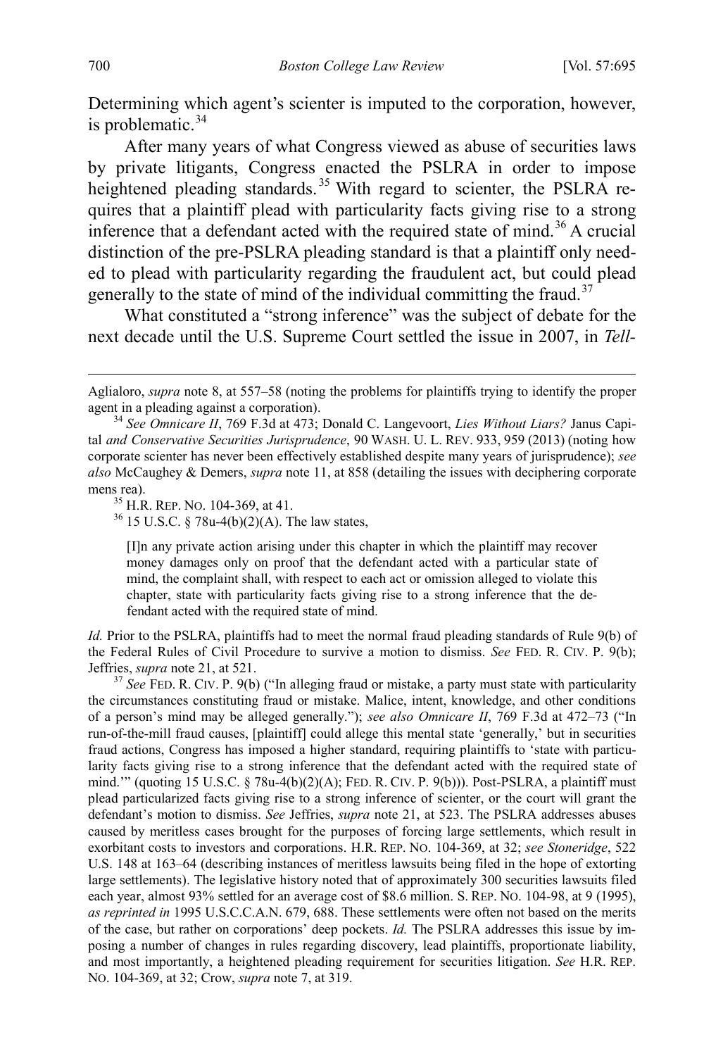Determining which agent's scienter is imputed to the corporation, however, is problematic.[34]

After many years of what Congress viewed as abuse of securities laws by private litigants, Congress enacted the PSLRA in order to impose heightened pleading standards.[35] With regard to scienter, the PSLRA requires that a plaintiff plead with particularity facts giving rise to a strong inference that a defendant acted with the required state of mind.[36] A crucial distinction of the pre-PSLRA pleading standard is that a plaintiff only needed to plead with particularity regarding the fraudulent act, but could plead generally to the state of mind of the individual committing the fraud.[37]

What constituted a "strong inference" was the subject of debate for the next decade until the U.S. Supreme Court settled the issue in 2007, in *Tell-*

---

Aglialoro, *supra* note 8, at 557–58 (noting the problems for plaintiffs trying to identify the proper agent in a pleading against a corporation).

[34] *See Omnicare II*, 769 F.3d at 473; Donald C. Langevoort, *Lies Without Liars?* Janus Capital *and Conservative Securities Jurisprudence*, 90 WASH. U. L. REV. 933, 959 (2013) (noting how corporate scienter has never been effectively established despite many years of jurisprudence); *see also* McCaughey & Demers, *supra* note 11, at 858 (detailing the issues with deciphering corporate mens rea).

[35] H.R. REP. NO. 104-369, at 41.

[36] 15 U.S.C. § 78u-4(b)(2)(A). The law states,

> [I]n any private action arising under this chapter in which the plaintiff may recover money damages only on proof that the defendant acted with a particular state of mind, the complaint shall, with respect to each act or omission alleged to violate this chapter, state with particularity facts giving rise to a strong inference that the defendant acted with the required state of mind.

*Id.* Prior to the PSLRA, plaintiffs had to meet the normal fraud pleading standards of Rule 9(b) of the Federal Rules of Civil Procedure to survive a motion to dismiss. *See* FED. R. CIV. P. 9(b); Jeffries, *supra* note 21, at 521.

[37] *See* FED. R. CIV. P. 9(b) ("In alleging fraud or mistake, a party must state with particularity the circumstances constituting fraud or mistake. Malice, intent, knowledge, and other conditions of a person's mind may be alleged generally."); *see also Omnicare II*, 769 F.3d at 472–73 ("In run-of-the-mill fraud causes, [plaintiff] could allege this mental state 'generally,' but in securities fraud actions, Congress has imposed a higher standard, requiring plaintiffs to 'state with particularity facts giving rise to a strong inference that the defendant acted with the required state of mind.'" (quoting 15 U.S.C. § 78u-4(b)(2)(A); FED. R. CIV. P. 9(b))). Post-PSLRA, a plaintiff must plead particularized facts giving rise to a strong inference of scienter, or the court will grant the defendant's motion to dismiss. *See* Jeffries, *supra* note 21, at 523. The PSLRA addresses abuses caused by meritless cases brought for the purposes of forcing large settlements, which result in exorbitant costs to investors and corporations. H.R. REP. NO. 104-369, at 32; *see Stoneridge*, 522 U.S. 148 at 163–64 (describing instances of meritless lawsuits being filed in the hope of extorting large settlements). The legislative history noted that of approximately 300 securities lawsuits filed each year, almost 93% settled for an average cost of $8.6 million. S. REP. NO. 104-98, at 9 (1995), *as reprinted in* 1995 U.S.C.C.A.N. 679, 688. These settlements were often not based on the merits of the case, but rather on corporations' deep pockets. *Id.* The PSLRA addresses this issue by imposing a number of changes in rules regarding discovery, lead plaintiffs, proportionate liability, and most importantly, a heightened pleading requirement for securities litigation. *See* H.R. REP. NO. 104-369, at 32; Crow, *supra* note 7, at 319.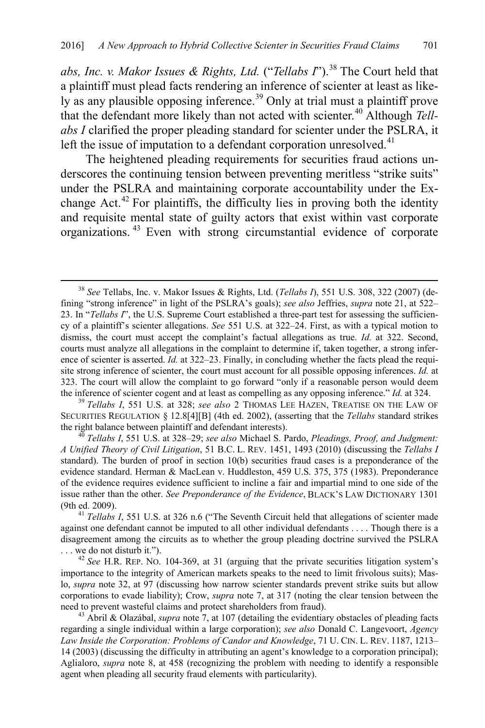*abs, Inc. v. Makor Issues & Rights, Ltd.* ("*Tellabs I*").[38] The Court held that a plaintiff must plead facts rendering an inference of scienter at least as likely as any plausible opposing inference.[39] Only at trial must a plaintiff prove that the defendant more likely than not acted with scienter.[40] Although *Tellabs I* clarified the proper pleading standard for scienter under the PSLRA, it left the issue of imputation to a defendant corporation unresolved.[41]

The heightened pleading requirements for securities fraud actions underscores the continuing tension between preventing meritless "strike suits" under the PSLRA and maintaining corporate accountability under the Exchange Act.[42] For plaintiffs, the difficulty lies in proving both the identity and requisite mental state of guilty actors that exist within vast corporate organizations.[43] Even with strong circumstantial evidence of corporate

---

[38] *See* Tellabs, Inc. v. Makor Issues & Rights, Ltd. (*Tellabs I*), 551 U.S. 308, 322 (2007) (defining "strong inference" in light of the PSLRA's goals); *see also* Jeffries, *supra* note 21, at 522–23. In "*Tellabs I*", the U.S. Supreme Court established a three-part test for assessing the sufficiency of a plaintiff's scienter allegations. *See* 551 U.S. at 322–24. First, as with a typical motion to dismiss, the court must accept the complaint's factual allegations as true. *Id.* at 322. Second, courts must analyze all allegations in the complaint to determine if, taken together, a strong inference of scienter is asserted. *Id.* at 322–23. Finally, in concluding whether the facts plead the requisite strong inference of scienter, the court must account for all possible opposing inferences. *Id.* at 323. The court will allow the complaint to go forward "only if a reasonable person would deem the inference of scienter cogent and at least as compelling as any opposing inference." *Id.* at 324.

[39] *Tellabs I*, 551 U.S. at 328; *see also* 2 THOMAS LEE HAZEN, TREATISE ON THE LAW OF SECURITIES REGULATION § 12.8[4][B] (4th ed. 2002), (asserting that the *Tellabs* standard strikes the right balance between plaintiff and defendant interests).

[40] *Tellabs I*, 551 U.S. at 328–29; *see also* Michael S. Pardo, *Pleadings, Proof, and Judgment: A Unified Theory of Civil Litigation*, 51 B.C. L. REV. 1451, 1493 (2010) (discussing the *Tellabs I* standard). The burden of proof in section 10(b) securities fraud cases is a preponderance of the evidence standard. Herman & MacLean v. Huddleston, 459 U.S. 375, 375 (1983). Preponderance of the evidence requires evidence sufficient to incline a fair and impartial mind to one side of the issue rather than the other. *See Preponderance of the Evidence*, BLACK'S LAW DICTIONARY 1301 (9th ed. 2009).

[41] *Tellabs I*, 551 U.S. at 326 n.6 ("The Seventh Circuit held that allegations of scienter made against one defendant cannot be imputed to all other individual defendants . . . . Though there is a disagreement among the circuits as to whether the group pleading doctrine survived the PSLRA . . . we do not disturb it.").

[42] *See* H.R. REP. NO. 104-369, at 31 (arguing that the private securities litigation system's importance to the integrity of American markets speaks to the need to limit frivolous suits); Maslo, *supra* note 32, at 97 (discussing how narrow scienter standards prevent strike suits but allow corporations to evade liability); Crow, *supra* note 7, at 317 (noting the clear tension between the need to prevent wasteful claims and protect shareholders from fraud).

[43] Abril & Olazábal, *supra* note 7, at 107 (detailing the evidentiary obstacles of pleading facts regarding a single individual within a large corporation); *see also* Donald C. Langevoort, *Agency Law Inside the Corporation: Problems of Candor and Knowledge*, 71 U. CIN. L. REV. 1187, 1213–14 (2003) (discussing the difficulty in attributing an agent's knowledge to a corporation principal); Aglialoro, *supra* note 8, at 458 (recognizing the problem with needing to identify a responsible agent when pleading all security fraud elements with particularity).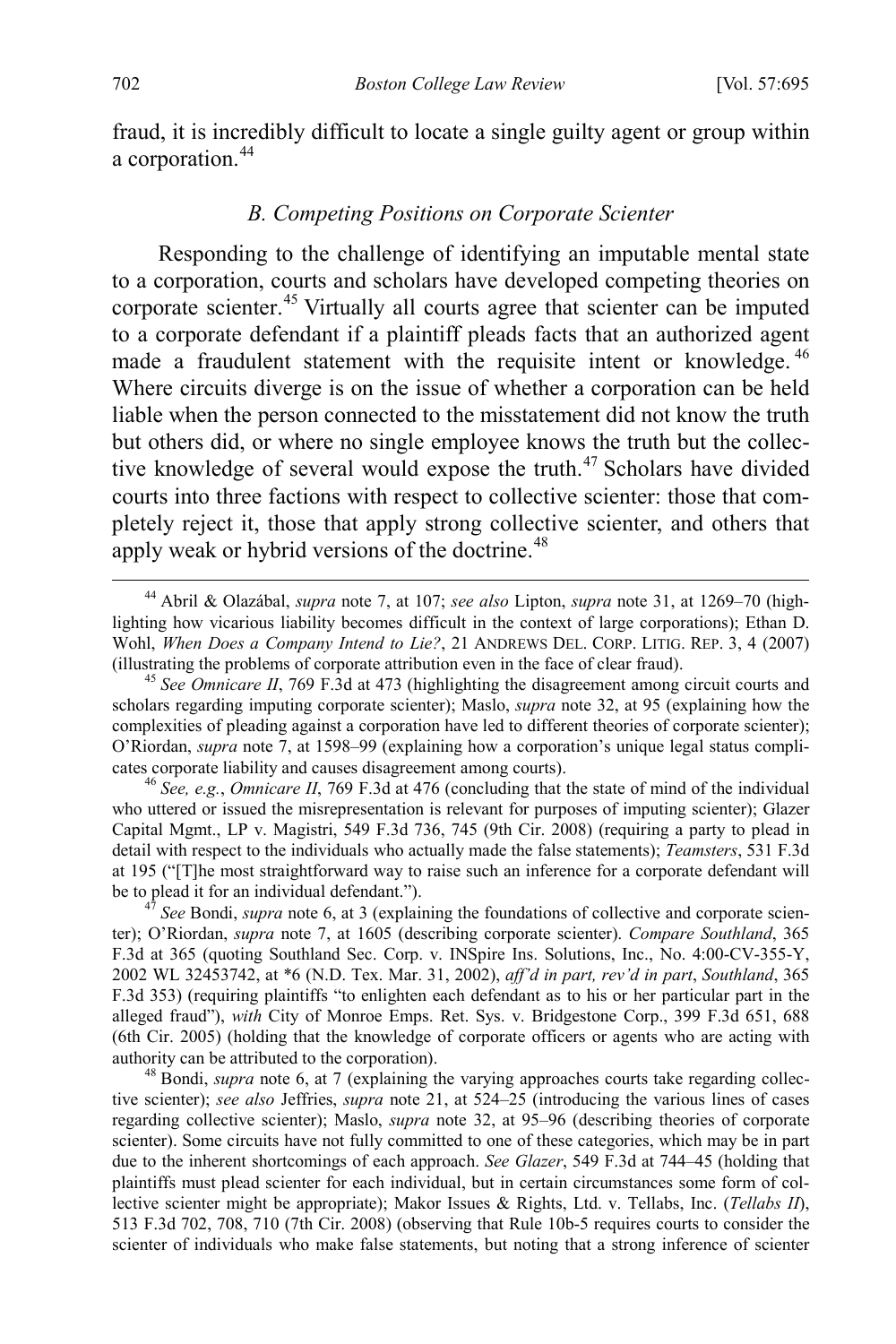fraud, it is incredibly difficult to locate a single guilty agent or group within a corporation.[44]

### *B. Competing Positions on Corporate Scienter*

Responding to the challenge of identifying an imputable mental state to a corporation, courts and scholars have developed competing theories on corporate scienter.[45] Virtually all courts agree that scienter can be imputed to a corporate defendant if a plaintiff pleads facts that an authorized agent made a fraudulent statement with the requisite intent or knowledge.[46] Where circuits diverge is on the issue of whether a corporation can be held liable when the person connected to the misstatement did not know the truth but others did, or where no single employee knows the truth but the collective knowledge of several would expose the truth.[47] Scholars have divided courts into three factions with respect to collective scienter: those that completely reject it, those that apply strong collective scienter, and others that apply weak or hybrid versions of the doctrine.[48]

---

[44] Abril & Olazábal, *supra* note 7, at 107; *see also* Lipton, *supra* note 31, at 1269–70 (highlighting how vicarious liability becomes difficult in the context of large corporations); Ethan D. Wohl, *When Does a Company Intend to Lie?*, 21 ANDREWS DEL. CORP. LITIG. REP. 3, 4 (2007) (illustrating the problems of corporate attribution even in the face of clear fraud).

[45] *See Omnicare II*, 769 F.3d at 473 (highlighting the disagreement among circuit courts and scholars regarding imputing corporate scienter); Maslo, *supra* note 32, at 95 (explaining how the complexities of pleading against a corporation have led to different theories of corporate scienter); O'Riordan, *supra* note 7, at 1598–99 (explaining how a corporation's unique legal status complicates corporate liability and causes disagreement among courts).

[46] *See, e.g.*, *Omnicare II*, 769 F.3d at 476 (concluding that the state of mind of the individual who uttered or issued the misrepresentation is relevant for purposes of imputing scienter); Glazer Capital Mgmt., LP v. Magistri, 549 F.3d 736, 745 (9th Cir. 2008) (requiring a party to plead in detail with respect to the individuals who actually made the false statements); *Teamsters*, 531 F.3d at 195 ("[T]he most straightforward way to raise such an inference for a corporate defendant will be to plead it for an individual defendant.").

[47] *See* Bondi, *supra* note 6, at 3 (explaining the foundations of collective and corporate scienter); O'Riordan, *supra* note 7, at 1605 (describing corporate scienter). *Compare Southland*, 365 F.3d at 365 (quoting Southland Sec. Corp. v. INSpire Ins. Solutions, Inc., No. 4:00-CV-355-Y, 2002 WL 32453742, at *6 (N.D. Tex. Mar. 31, 2002), *aff'd in part, rev'd in part*, *Southland*, 365 F.3d 353) (requiring plaintiffs "to enlighten each defendant as to his or her particular part in the alleged fraud"), *with* City of Monroe Emps. Ret. Sys. v. Bridgestone Corp., 399 F.3d 651, 688 (6th Cir. 2005) (holding that the knowledge of corporate officers or agents who are acting with authority can be attributed to the corporation).

[48] Bondi, *supra* note 6, at 7 (explaining the varying approaches courts take regarding collective scienter); *see also* Jeffries, *supra* note 21, at 524–25 (introducing the various lines of cases regarding collective scienter); Maslo, *supra* note 32, at 95–96 (describing theories of corporate scienter). Some circuits have not fully committed to one of these categories, which may be in part due to the inherent shortcomings of each approach. *See Glazer*, 549 F.3d at 744–45 (holding that plaintiffs must plead scienter for each individual, but in certain circumstances some form of collective scienter might be appropriate); Makor Issues & Rights, Ltd. v. Tellabs, Inc. (*Tellabs II*), 513 F.3d 702, 708, 710 (7th Cir. 2008) (observing that Rule 10b-5 requires courts to consider the scienter of individuals who make false statements, but noting that a strong inference of scienter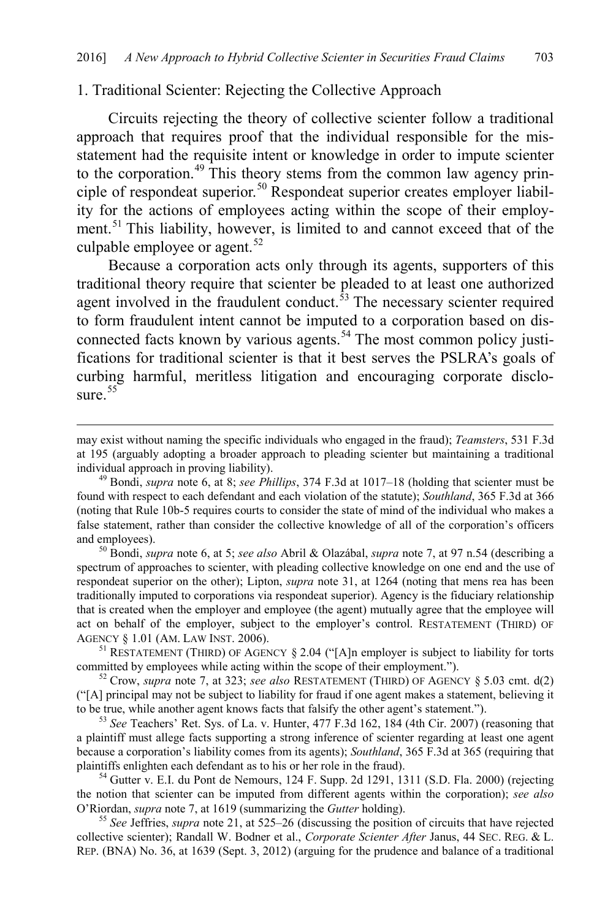### 1. Traditional Scienter: Rejecting the Collective Approach

Circuits rejecting the theory of collective scienter follow a traditional approach that requires proof that the individual responsible for the misstatement had the requisite intent or knowledge in order to impute scienter to the corporation.[49] This theory stems from the common law agency principle of respondeat superior.[50] Respondeat superior creates employer liability for the actions of employees acting within the scope of their employment.[51] This liability, however, is limited to and cannot exceed that of the culpable employee or agent.[52]

Because a corporation acts only through its agents, supporters of this traditional theory require that scienter be pleaded to at least one authorized agent involved in the fraudulent conduct.[53] The necessary scienter required to form fraudulent intent cannot be imputed to a corporation based on disconnected facts known by various agents.[54] The most common policy justifications for traditional scienter is that it best serves the PSLRA's goals of curbing harmful, meritless litigation and encouraging corporate disclosure.[55]

---

may exist without naming the specific individuals who engaged in the fraud); *Teamsters*, 531 F.3d at 195 (arguably adopting a broader approach to pleading scienter but maintaining a traditional individual approach in proving liability).

[49] Bondi, *supra* note 6, at 8; *see Phillips*, 374 F.3d at 1017–18 (holding that scienter must be found with respect to each defendant and each violation of the statute); *Southland*, 365 F.3d at 366 (noting that Rule 10b-5 requires courts to consider the state of mind of the individual who makes a false statement, rather than consider the collective knowledge of all of the corporation's officers and employees).

[50] Bondi, *supra* note 6, at 5; *see also* Abril & Olazábal, *supra* note 7, at 97 n.54 (describing a spectrum of approaches to scienter, with pleading collective knowledge on one end and the use of respondeat superior on the other); Lipton, *supra* note 31, at 1264 (noting that mens rea has been traditionally imputed to corporations via respondeat superior). Agency is the fiduciary relationship that is created when the employer and employee (the agent) mutually agree that the employee will act on behalf of the employer, subject to the employer's control. RESTATEMENT (THIRD) OF AGENCY § 1.01 (AM. LAW INST. 2006).

[51] RESTATEMENT (THIRD) OF AGENCY § 2.04 ("[A]n employer is subject to liability for torts committed by employees while acting within the scope of their employment.").

[52] Crow, *supra* note 7, at 323; *see also* RESTATEMENT (THIRD) OF AGENCY § 5.03 cmt. d(2) ("[A] principal may not be subject to liability for fraud if one agent makes a statement, believing it to be true, while another agent knows facts that falsify the other agent's statement.").

[53] *See* Teachers' Ret. Sys. of La. v. Hunter, 477 F.3d 162, 184 (4th Cir. 2007) (reasoning that a plaintiff must allege facts supporting a strong inference of scienter regarding at least one agent because a corporation's liability comes from its agents); *Southland*, 365 F.3d at 365 (requiring that plaintiffs enlighten each defendant as to his or her role in the fraud).

[54] Gutter v. E.I. du Pont de Nemours, 124 F. Supp. 2d 1291, 1311 (S.D. Fla. 2000) (rejecting the notion that scienter can be imputed from different agents within the corporation); *see also* O'Riordan, *supra* note 7, at 1619 (summarizing the *Gutter* holding).

[55] *See* Jeffries, *supra* note 21, at 525–26 (discussing the position of circuits that have rejected collective scienter); Randall W. Bodner et al., *Corporate Scienter After* Janus, 44 SEC. REG. & L. REP. (BNA) No. 36, at 1639 (Sept. 3, 2012) (arguing for the prudence and balance of a traditional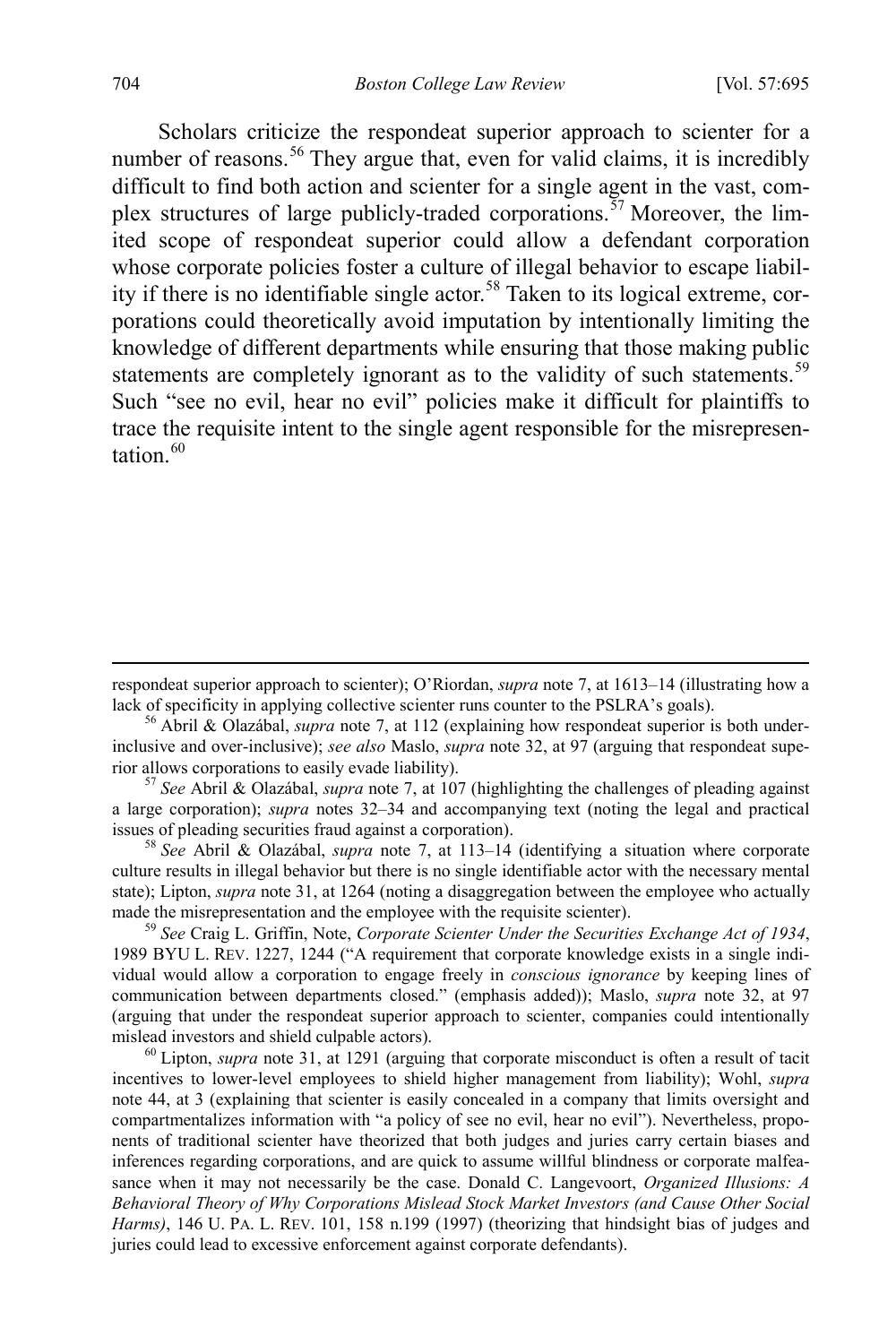Scholars criticize the respondeat superior approach to scienter for a number of reasons.[56] They argue that, even for valid claims, it is incredibly difficult to find both action and scienter for a single agent in the vast, complex structures of large publicly-traded corporations.[57] Moreover, the limited scope of respondeat superior could allow a defendant corporation whose corporate policies foster a culture of illegal behavior to escape liability if there is no identifiable single actor.[58] Taken to its logical extreme, corporations could theoretically avoid imputation by intentionally limiting the knowledge of different departments while ensuring that those making public statements are completely ignorant as to the validity of such statements.[59] Such "see no evil, hear no evil" policies make it difficult for plaintiffs to trace the requisite intent to the single agent responsible for the misrepresentation.[60]

---

respondeat superior approach to scienter); O'Riordan, *supra* note 7, at 1613–14 (illustrating how a lack of specificity in applying collective scienter runs counter to the PSLRA's goals).

[56] Abril & Olazábal, *supra* note 7, at 112 (explaining how respondeat superior is both under-inclusive and over-inclusive); *see also* Maslo, *supra* note 32, at 97 (arguing that respondeat superior allows corporations to easily evade liability).

[57] *See* Abril & Olazábal, *supra* note 7, at 107 (highlighting the challenges of pleading against a large corporation); *supra* notes 32–34 and accompanying text (noting the legal and practical issues of pleading securities fraud against a corporation).

[58] *See* Abril & Olazábal, *supra* note 7, at 113–14 (identifying a situation where corporate culture results in illegal behavior but there is no single identifiable actor with the necessary mental state); Lipton, *supra* note 31, at 1264 (noting a disaggregation between the employee who actually made the misrepresentation and the employee with the requisite scienter).

[59] *See* Craig L. Griffin, Note, *Corporate Scienter Under the Securities Exchange Act of 1934*, 1989 BYU L. REV. 1227, 1244 ("A requirement that corporate knowledge exists in a single individual would allow a corporation to engage freely in *conscious ignorance* by keeping lines of communication between departments closed." (emphasis added)); Maslo, *supra* note 32, at 97 (arguing that under the respondeat superior approach to scienter, companies could intentionally mislead investors and shield culpable actors).

[60] Lipton, *supra* note 31, at 1291 (arguing that corporate misconduct is often a result of tacit incentives to lower-level employees to shield higher management from liability); Wohl, *supra* note 44, at 3 (explaining that scienter is easily concealed in a company that limits oversight and compartmentalizes information with "a policy of see no evil, hear no evil"). Nevertheless, proponents of traditional scienter have theorized that both judges and juries carry certain biases and inferences regarding corporations, and are quick to assume willful blindness or corporate malfeasance when it may not necessarily be the case. Donald C. Langevoort, *Organized Illusions: A Behavioral Theory of Why Corporations Mislead Stock Market Investors (and Cause Other Social Harms)*, 146 U. PA. L. REV. 101, 158 n.199 (1997) (theorizing that hindsight bias of judges and juries could lead to excessive enforcement against corporate defendants).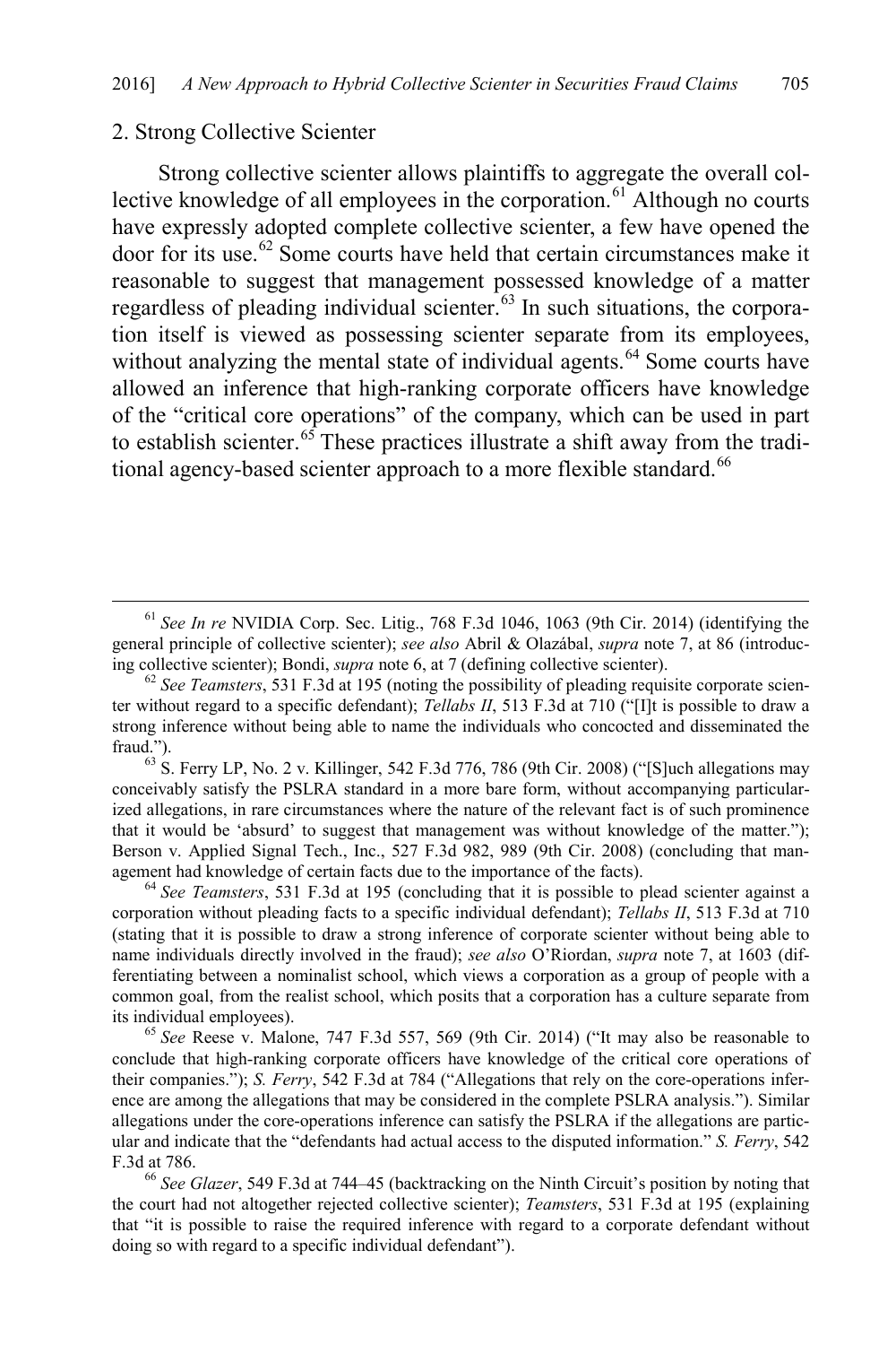### 2. Strong Collective Scienter

Strong collective scienter allows plaintiffs to aggregate the overall collective knowledge of all employees in the corporation.[61] Although no courts have expressly adopted complete collective scienter, a few have opened the door for its use.[62] Some courts have held that certain circumstances make it reasonable to suggest that management possessed knowledge of a matter regardless of pleading individual scienter.[63] In such situations, the corporation itself is viewed as possessing scienter separate from its employees, without analyzing the mental state of individual agents.[64] Some courts have allowed an inference that high-ranking corporate officers have knowledge of the "critical core operations" of the company, which can be used in part to establish scienter.[65] These practices illustrate a shift away from the traditional agency-based scienter approach to a more flexible standard.[66]

---

[61] *See In re* NVIDIA Corp. Sec. Litig., 768 F.3d 1046, 1063 (9th Cir. 2014) (identifying the general principle of collective scienter); *see also* Abril & Olazábal, *supra* note 7, at 86 (introducing collective scienter); Bondi, *supra* note 6, at 7 (defining collective scienter).

[62] *See Teamsters*, 531 F.3d at 195 (noting the possibility of pleading requisite corporate scienter without regard to a specific defendant); *Tellabs II*, 513 F.3d at 710 ("[I]t is possible to draw a strong inference without being able to name the individuals who concocted and disseminated the fraud.").

[63] S. Ferry LP, No. 2 v. Killinger, 542 F.3d 776, 786 (9th Cir. 2008) ("[S]uch allegations may conceivably satisfy the PSLRA standard in a more bare form, without accompanying particularized allegations, in rare circumstances where the nature of the relevant fact is of such prominence that it would be 'absurd' to suggest that management was without knowledge of the matter."); Berson v. Applied Signal Tech., Inc., 527 F.3d 982, 989 (9th Cir. 2008) (concluding that management had knowledge of certain facts due to the importance of the facts).

[64] *See Teamsters*, 531 F.3d at 195 (concluding that it is possible to plead scienter against a corporation without pleading facts to a specific individual defendant); *Tellabs II*, 513 F.3d at 710 (stating that it is possible to draw a strong inference of corporate scienter without being able to name individuals directly involved in the fraud); *see also* O'Riordan, *supra* note 7, at 1603 (differentiating between a nominalist school, which views a corporation as a group of people with a common goal, from the realist school, which posits that a corporation has a culture separate from its individual employees).

[65] *See* Reese v. Malone, 747 F.3d 557, 569 (9th Cir. 2014) ("It may also be reasonable to conclude that high-ranking corporate officers have knowledge of the critical core operations of their companies."); *S. Ferry*, 542 F.3d at 784 ("Allegations that rely on the core-operations inference are among the allegations that may be considered in the complete PSLRA analysis."). Similar allegations under the core-operations inference can satisfy the PSLRA if the allegations are particular and indicate that the "defendants had actual access to the disputed information." *S. Ferry*, 542 F.3d at 786.

[66] *See Glazer*, 549 F.3d at 744–45 (backtracking on the Ninth Circuit's position by noting that the court had not altogether rejected collective scienter); *Teamsters*, 531 F.3d at 195 (explaining that "it is possible to raise the required inference with regard to a corporate defendant without doing so with regard to a specific individual defendant").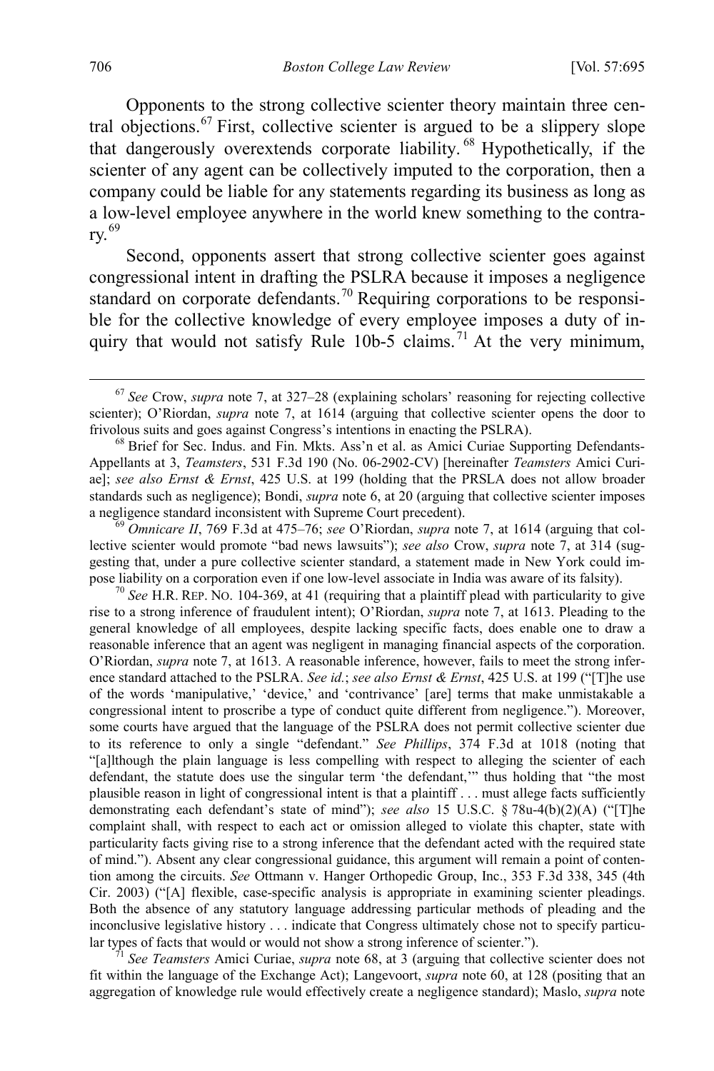Opponents to the strong collective scienter theory maintain three central objections.[67] First, collective scienter is argued to be a slippery slope that dangerously overextends corporate liability.[68] Hypothetically, if the scienter of any agent can be collectively imputed to the corporation, then a company could be liable for any statements regarding its business as long as a low-level employee anywhere in the world knew something to the contrary.[69]

Second, opponents assert that strong collective scienter goes against congressional intent in drafting the PSLRA because it imposes a negligence standard on corporate defendants.[70] Requiring corporations to be responsible for the collective knowledge of every employee imposes a duty of inquiry that would not satisfy Rule 10b-5 claims.[71] At the very minimum,

---

[67] *See* Crow, *supra* note 7, at 327–28 (explaining scholars' reasoning for rejecting collective scienter); O'Riordan, *supra* note 7, at 1614 (arguing that collective scienter opens the door to frivolous suits and goes against Congress's intentions in enacting the PSLRA).

[68] Brief for Sec. Indus. and Fin. Mkts. Ass'n et al. as Amici Curiae Supporting Defendants-Appellants at 3, *Teamsters*, 531 F.3d 190 (No. 06-2902-CV) [hereinafter *Teamsters* Amici Curiae]; *see also Ernst & Ernst*, 425 U.S. at 199 (holding that the PRSLA does not allow broader standards such as negligence); Bondi, *supra* note 6, at 20 (arguing that collective scienter imposes a negligence standard inconsistent with Supreme Court precedent).

[69] *Omnicare II*, 769 F.3d at 475–76; *see* O'Riordan, *supra* note 7, at 1614 (arguing that collective scienter would promote "bad news lawsuits"); *see also* Crow, *supra* note 7, at 314 (suggesting that, under a pure collective scienter standard, a statement made in New York could impose liability on a corporation even if one low-level associate in India was aware of its falsity).

[70] *See* H.R. REP. NO. 104-369, at 41 (requiring that a plaintiff plead with particularity to give rise to a strong inference of fraudulent intent); O'Riordan, *supra* note 7, at 1613. Pleading to the general knowledge of all employees, despite lacking specific facts, does enable one to draw a reasonable inference that an agent was negligent in managing financial aspects of the corporation. O'Riordan, *supra* note 7, at 1613. A reasonable inference, however, fails to meet the strong inference standard attached to the PSLRA. *See id.*; *see also Ernst & Ernst*, 425 U.S. at 199 ("[T]he use of the words 'manipulative,' 'device,' and 'contrivance' [are] terms that make unmistakable a congressional intent to proscribe a type of conduct quite different from negligence."). Moreover, some courts have argued that the language of the PSLRA does not permit collective scienter due to its reference to only a single "defendant." *See Phillips*, 374 F.3d at 1018 (noting that "[a]lthough the plain language is less compelling with respect to alleging the scienter of each defendant, the statute does use the singular term 'the defendant,'" thus holding that "the most plausible reason in light of congressional intent is that a plaintiff . . . must allege facts sufficiently demonstrating each defendant's state of mind"); *see also* 15 U.S.C. § 78u-4(b)(2)(A) ("[T]he complaint shall, with respect to each act or omission alleged to violate this chapter, state with particularity facts giving rise to a strong inference that the defendant acted with the required state of mind."). Absent any clear congressional guidance, this argument will remain a point of contention among the circuits. *See* Ottmann v. Hanger Orthopedic Group, Inc., 353 F.3d 338, 345 (4th Cir. 2003) ("[A] flexible, case-specific analysis is appropriate in examining scienter pleadings. Both the absence of any statutory language addressing particular methods of pleading and the inconclusive legislative history . . . indicate that Congress ultimately chose not to specify particular types of facts that would or would not show a strong inference of scienter.").

[71] *See Teamsters* Amici Curiae, *supra* note 68, at 3 (arguing that collective scienter does not fit within the language of the Exchange Act); Langevoort, *supra* note 60, at 128 (positing that an aggregation of knowledge rule would effectively create a negligence standard); Maslo, *supra* note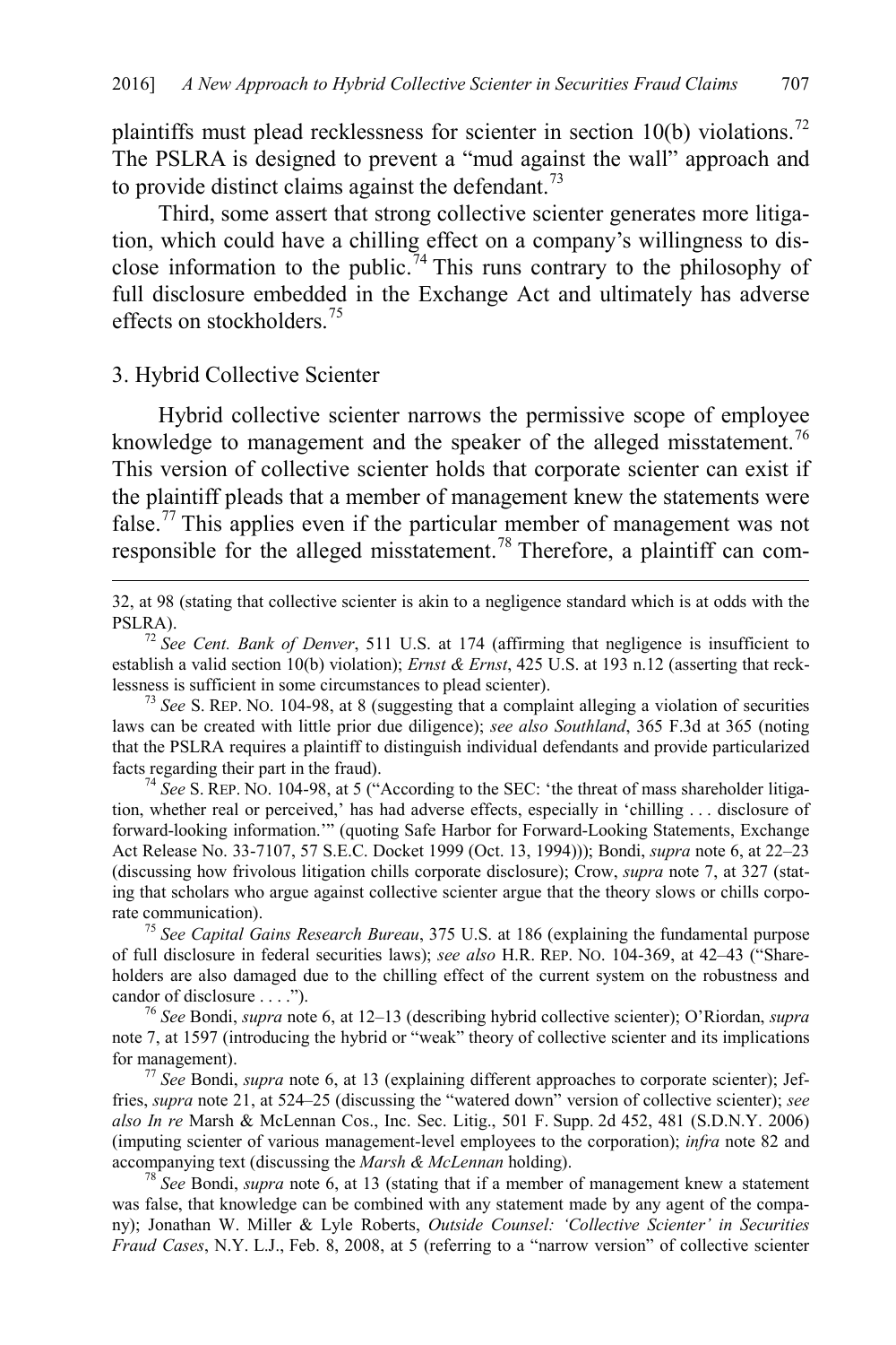plaintiffs must plead recklessness for scienter in section 10(b) violations.[72] The PSLRA is designed to prevent a "mud against the wall" approach and to provide distinct claims against the defendant.[73]

Third, some assert that strong collective scienter generates more litigation, which could have a chilling effect on a company's willingness to disclose information to the public.[74] This runs contrary to the philosophy of full disclosure embedded in the Exchange Act and ultimately has adverse effects on stockholders.[75]

### 3. Hybrid Collective Scienter

Hybrid collective scienter narrows the permissive scope of employee knowledge to management and the speaker of the alleged misstatement.[76] This version of collective scienter holds that corporate scienter can exist if the plaintiff pleads that a member of management knew the statements were false.[77] This applies even if the particular member of management was not responsible for the alleged misstatement.[78] Therefore, a plaintiff can com-

---

32, at 98 (stating that collective scienter is akin to a negligence standard which is at odds with the PSLRA).

[72] *See Cent. Bank of Denver*, 511 U.S. at 174 (affirming that negligence is insufficient to establish a valid section 10(b) violation); *Ernst & Ernst*, 425 U.S. at 193 n.12 (asserting that recklessness is sufficient in some circumstances to plead scienter).

[73] *See* S. REP. NO. 104-98, at 8 (suggesting that a complaint alleging a violation of securities laws can be created with little prior due diligence); *see also Southland*, 365 F.3d at 365 (noting that the PSLRA requires a plaintiff to distinguish individual defendants and provide particularized facts regarding their part in the fraud).

[74] *See* S. REP. NO. 104-98, at 5 ("According to the SEC: 'the threat of mass shareholder litigation, whether real or perceived,' has had adverse effects, especially in 'chilling . . . disclosure of forward-looking information.'" (quoting Safe Harbor for Forward-Looking Statements, Exchange Act Release No. 33-7107, 57 S.E.C. Docket 1999 (Oct. 13, 1994))); Bondi, *supra* note 6, at 22–23 (discussing how frivolous litigation chills corporate disclosure); Crow, *supra* note 7, at 327 (stating that scholars who argue against collective scienter argue that the theory slows or chills corporate communication).

[75] *See Capital Gains Research Bureau*, 375 U.S. at 186 (explaining the fundamental purpose of full disclosure in federal securities laws); *see also* H.R. REP. NO. 104-369, at 42–43 ("Shareholders are also damaged due to the chilling effect of the current system on the robustness and candor of disclosure . . . .").

[76] *See* Bondi, *supra* note 6, at 12–13 (describing hybrid collective scienter); O'Riordan, *supra* note 7, at 1597 (introducing the hybrid or "weak" theory of collective scienter and its implications for management).

[77] *See* Bondi, *supra* note 6, at 13 (explaining different approaches to corporate scienter); Jeffries, *supra* note 21, at 524–25 (discussing the "watered down" version of collective scienter); *see also In re* Marsh & McLennan Cos., Inc. Sec. Litig., 501 F. Supp. 2d 452, 481 (S.D.N.Y. 2006) (imputing scienter of various management-level employees to the corporation); *infra* note 82 and accompanying text (discussing the *Marsh & McLennan* holding).

[78] *See* Bondi, *supra* note 6, at 13 (stating that if a member of management knew a statement was false, that knowledge can be combined with any statement made by any agent of the company); Jonathan W. Miller & Lyle Roberts, *Outside Counsel: 'Collective Scienter' in Securities Fraud Cases*, N.Y. L.J., Feb. 8, 2008, at 5 (referring to a "narrow version" of collective scienter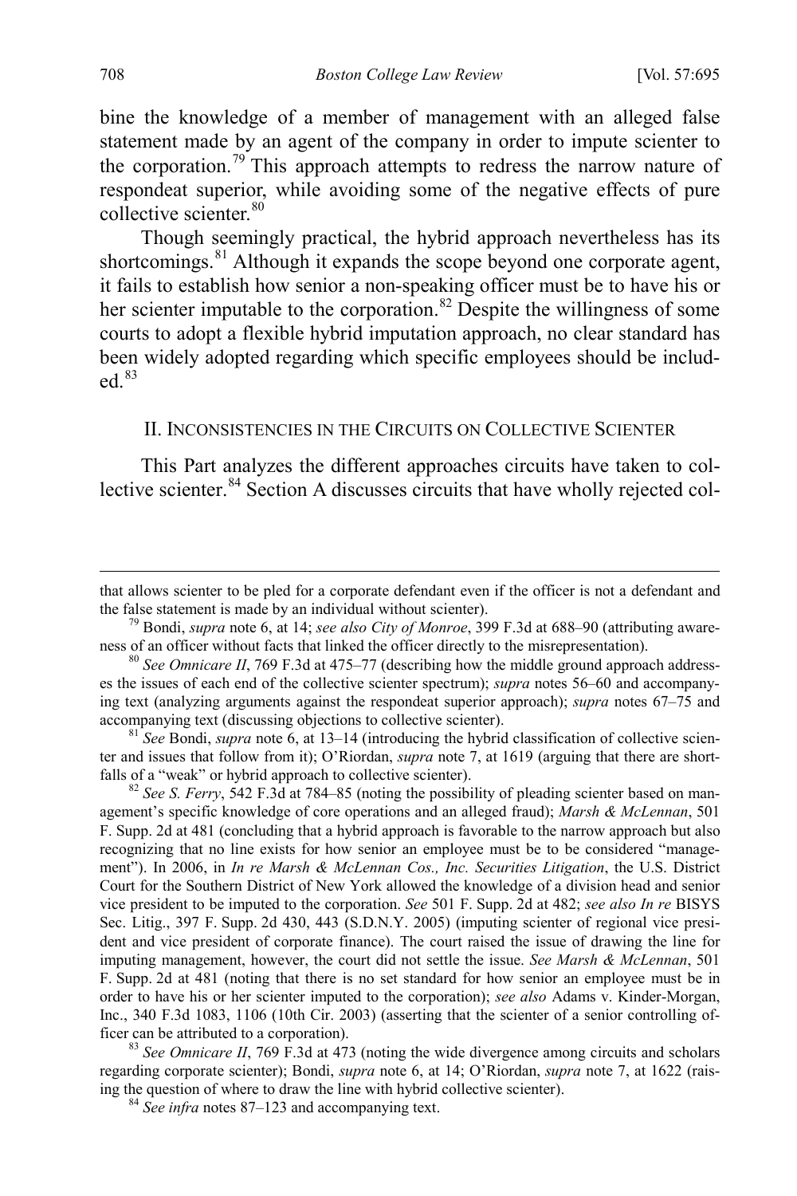bine the knowledge of a member of management with an alleged false statement made by an agent of the company in order to impute scienter to the corporation.[79] This approach attempts to redress the narrow nature of respondeat superior, while avoiding some of the negative effects of pure collective scienter.[80]

Though seemingly practical, the hybrid approach nevertheless has its shortcomings.[81] Although it expands the scope beyond one corporate agent, it fails to establish how senior a non-speaking officer must be to have his or her scienter imputable to the corporation.[82] Despite the willingness of some courts to adopt a flexible hybrid imputation approach, no clear standard has been widely adopted regarding which specific employees should be included.[83]

## II. Inconsistencies in the Circuits on Collective Scienter

This Part analyzes the different approaches circuits have taken to collective scienter.[84] Section A discusses circuits that have wholly rejected col-

---

that allows scienter to be pled for a corporate defendant even if the officer is not a defendant and the false statement is made by an individual without scienter).

[79] Bondi, *supra* note 6, at 14; *see also City of Monroe*, 399 F.3d at 688–90 (attributing awareness of an officer without facts that linked the officer directly to the misrepresentation).

[80] *See Omnicare II*, 769 F.3d at 475–77 (describing how the middle ground approach addresses the issues of each end of the collective scienter spectrum); *supra* notes 56–60 and accompanying text (analyzing arguments against the respondeat superior approach); *supra* notes 67–75 and accompanying text (discussing objections to collective scienter).

[81] *See* Bondi, *supra* note 6, at 13–14 (introducing the hybrid classification of collective scienter and issues that follow from it); O'Riordan, *supra* note 7, at 1619 (arguing that there are shortfalls of a "weak" or hybrid approach to collective scienter).

[82] *See S. Ferry*, 542 F.3d at 784–85 (noting the possibility of pleading scienter based on management's specific knowledge of core operations and an alleged fraud); *Marsh & McLennan*, 501 F. Supp. 2d at 481 (concluding that a hybrid approach is favorable to the narrow approach but also recognizing that no line exists for how senior an employee must be to be considered "management"). In 2006, in *In re Marsh & McLennan Cos., Inc. Securities Litigation*, the U.S. District Court for the Southern District of New York allowed the knowledge of a division head and senior vice president to be imputed to the corporation. *See* 501 F. Supp. 2d at 482; *see also In re* BISYS Sec. Litig., 397 F. Supp. 2d 430, 443 (S.D.N.Y. 2005) (imputing scienter of regional vice president and vice president of corporate finance). The court raised the issue of drawing the line for imputing management, however, the court did not settle the issue. *See Marsh & McLennan*, 501 F. Supp. 2d at 481 (noting that there is no set standard for how senior an employee must be in order to have his or her scienter imputed to the corporation); *see also* Adams v. Kinder-Morgan, Inc., 340 F.3d 1083, 1106 (10th Cir. 2003) (asserting that the scienter of a senior controlling officer can be attributed to a corporation).

[83] *See Omnicare II*, 769 F.3d at 473 (noting the wide divergence among circuits and scholars regarding corporate scienter); Bondi, *supra* note 6, at 14; O'Riordan, *supra* note 7, at 1622 (raising the question of where to draw the line with hybrid collective scienter).

[84] *See infra* notes 87–123 and accompanying text.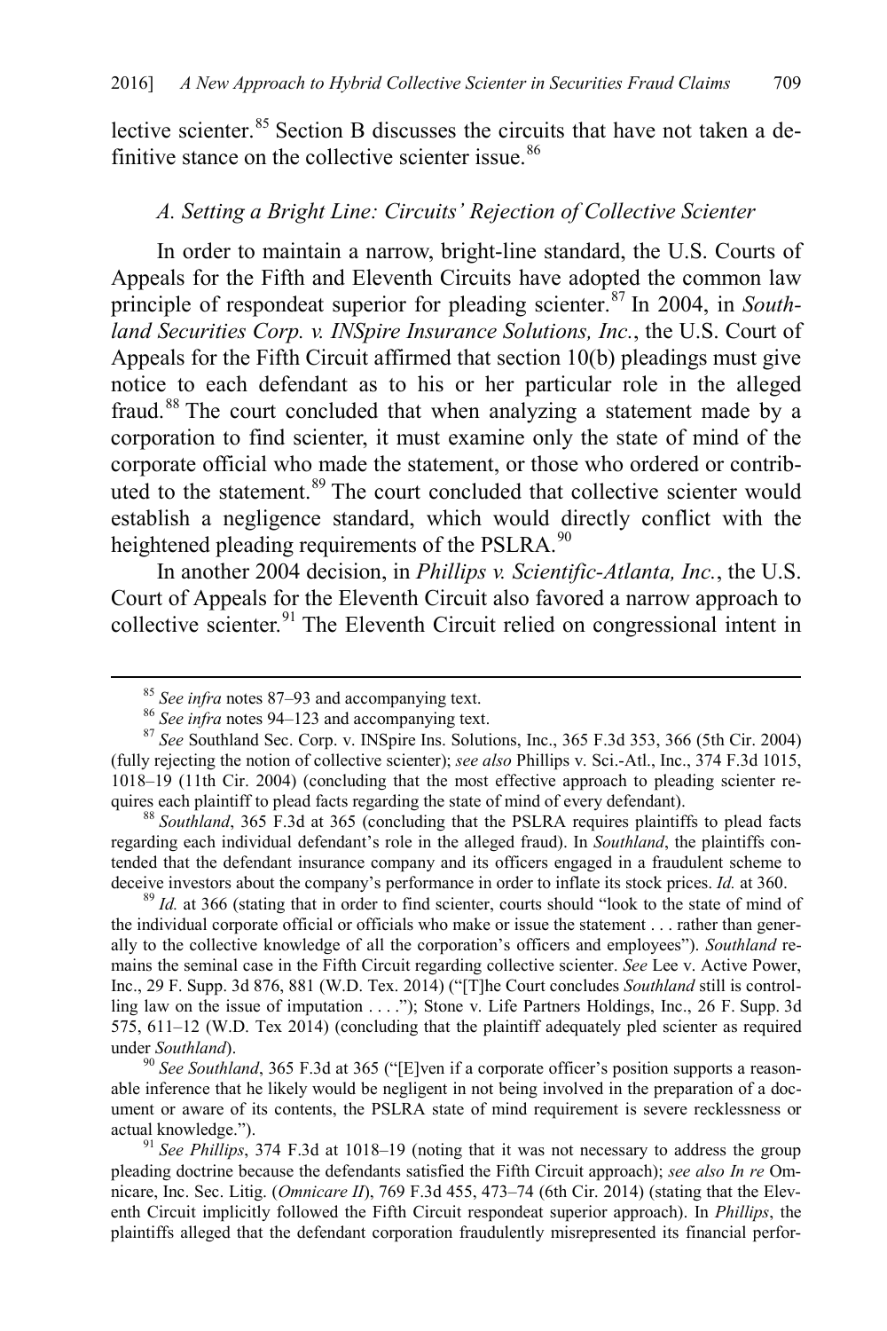lective scienter.[85] Section B discusses the circuits that have not taken a definitive stance on the collective scienter issue.[86]

### A. Setting a Bright Line: Circuits' Rejection of Collective Scienter

In order to maintain a narrow, bright-line standard, the U.S. Courts of Appeals for the Fifth and Eleventh Circuits have adopted the common law principle of respondeat superior for pleading scienter.[87] In 2004, in *Southland Securities Corp. v. INSpire Insurance Solutions, Inc.*, the U.S. Court of Appeals for the Fifth Circuit affirmed that section 10(b) pleadings must give notice to each defendant as to his or her particular role in the alleged fraud.[88] The court concluded that when analyzing a statement made by a corporation to find scienter, it must examine only the state of mind of the corporate official who made the statement, or those who ordered or contributed to the statement.[89] The court concluded that collective scienter would establish a negligence standard, which would directly conflict with the heightened pleading requirements of the PSLRA.[90]

In another 2004 decision, in *Phillips v. Scientific-Atlanta, Inc.*, the U.S. Court of Appeals for the Eleventh Circuit also favored a narrow approach to collective scienter.[91] The Eleventh Circuit relied on congressional intent in

---

[85] *See infra* notes 87–93 and accompanying text.

[86] *See infra* notes 94–123 and accompanying text.

[87] *See* Southland Sec. Corp. v. INSpire Ins. Solutions, Inc., 365 F.3d 353, 366 (5th Cir. 2004) (fully rejecting the notion of collective scienter); *see also* Phillips v. Sci.-Atl., Inc., 374 F.3d 1015, 1018–19 (11th Cir. 2004) (concluding that the most effective approach to pleading scienter requires each plaintiff to plead facts regarding the state of mind of every defendant).

[88] *Southland*, 365 F.3d at 365 (concluding that the PSLRA requires plaintiffs to plead facts regarding each individual defendant's role in the alleged fraud). In *Southland*, the plaintiffs contended that the defendant insurance company and its officers engaged in a fraudulent scheme to deceive investors about the company's performance in order to inflate its stock prices. *Id.* at 360.

[89] *Id.* at 366 (stating that in order to find scienter, courts should "look to the state of mind of the individual corporate official or officials who make or issue the statement . . . rather than generally to the collective knowledge of all the corporation's officers and employees"). *Southland* remains the seminal case in the Fifth Circuit regarding collective scienter. *See* Lee v. Active Power, Inc., 29 F. Supp. 3d 876, 881 (W.D. Tex. 2014) ("[T]he Court concludes *Southland* still is controlling law on the issue of imputation . . . ."); Stone v. Life Partners Holdings, Inc., 26 F. Supp. 3d 575, 611–12 (W.D. Tex 2014) (concluding that the plaintiff adequately pled scienter as required under *Southland*).

[90] *See Southland*, 365 F.3d at 365 ("[E]ven if a corporate officer's position supports a reasonable inference that he likely would be negligent in not being involved in the preparation of a document or aware of its contents, the PSLRA state of mind requirement is severe recklessness or actual knowledge.").

[91] *See Phillips*, 374 F.3d at 1018–19 (noting that it was not necessary to address the group pleading doctrine because the defendants satisfied the Fifth Circuit approach); *see also In re* Omnicare, Inc. Sec. Litig. (*Omnicare II*), 769 F.3d 455, 473–74 (6th Cir. 2014) (stating that the Eleventh Circuit implicitly followed the Fifth Circuit respondeat superior approach). In *Phillips*, the plaintiffs alleged that the defendant corporation fraudulently misrepresented its financial perfor-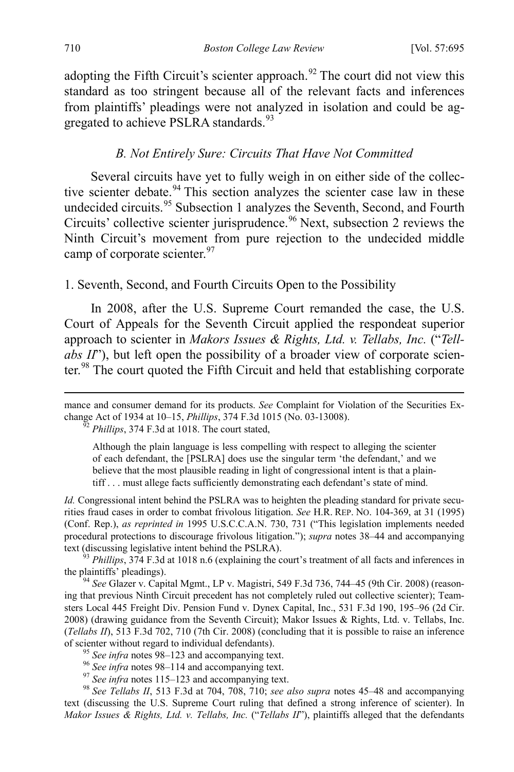adopting the Fifth Circuit's scienter approach.[92] The court did not view this standard as too stringent because all of the relevant facts and inferences from plaintiffs' pleadings were not analyzed in isolation and could be aggregated to achieve PSLRA standards.[93]

### *B. Not Entirely Sure: Circuits That Have Not Committed*

Several circuits have yet to fully weigh in on either side of the collective scienter debate.[94] This section analyzes the scienter case law in these undecided circuits.[95] Subsection 1 analyzes the Seventh, Second, and Fourth Circuits' collective scienter jurisprudence.[96] Next, subsection 2 reviews the Ninth Circuit's movement from pure rejection to the undecided middle camp of corporate scienter.[97]

#### 1. Seventh, Second, and Fourth Circuits Open to the Possibility

In 2008, after the U.S. Supreme Court remanded the case, the U.S. Court of Appeals for the Seventh Circuit applied the respondeat superior approach to scienter in *Makors Issues & Rights, Ltd. v. Tellabs, Inc.* ("*Tellabs II*"), but left open the possibility of a broader view of corporate scienter.[98] The court quoted the Fifth Circuit and held that establishing corporate

---

mance and consumer demand for its products. *See* Complaint for Violation of the Securities Exchange Act of 1934 at 10–15, *Phillips*, 374 F.3d 1015 (No. 03-13008).

[92] *Phillips*, 374 F.3d at 1018. The court stated,

> Although the plain language is less compelling with respect to alleging the scienter of each defendant, the [PSLRA] does use the singular term 'the defendant,' and we believe that the most plausible reading in light of congressional intent is that a plaintiff . . . must allege facts sufficiently demonstrating each defendant's state of mind.

*Id.* Congressional intent behind the PSLRA was to heighten the pleading standard for private securities fraud cases in order to combat frivolous litigation. *See* H.R. REP. NO. 104-369, at 31 (1995) (Conf. Rep.), *as reprinted in* 1995 U.S.C.C.A.N. 730, 731 ("This legislation implements needed procedural protections to discourage frivolous litigation."); *supra* notes 38–44 and accompanying text (discussing legislative intent behind the PSLRA).

[93] *Phillips*, 374 F.3d at 1018 n.6 (explaining the court's treatment of all facts and inferences in the plaintiffs' pleadings).

[94] *See* Glazer v. Capital Mgmt., LP v. Magistri, 549 F.3d 736, 744–45 (9th Cir. 2008) (reasoning that previous Ninth Circuit precedent has not completely ruled out collective scienter); Teamsters Local 445 Freight Div. Pension Fund v. Dynex Capital, Inc., 531 F.3d 190, 195–96 (2d Cir. 2008) (drawing guidance from the Seventh Circuit); Makor Issues & Rights, Ltd. v. Tellabs, Inc. (*Tellabs II*), 513 F.3d 702, 710 (7th Cir. 2008) (concluding that it is possible to raise an inference of scienter without regard to individual defendants).

[95] *See infra* notes 98–123 and accompanying text.

[96] *See infra* notes 98–114 and accompanying text.

[97] *See infra* notes 115–123 and accompanying text.

[98] *See Tellabs II*, 513 F.3d at 704, 708, 710; *see also supra* notes 45–48 and accompanying text (discussing the U.S. Supreme Court ruling that defined a strong inference of scienter). In *Makor Issues & Rights, Ltd. v. Tellabs, Inc.* ("*Tellabs II*"), plaintiffs alleged that the defendants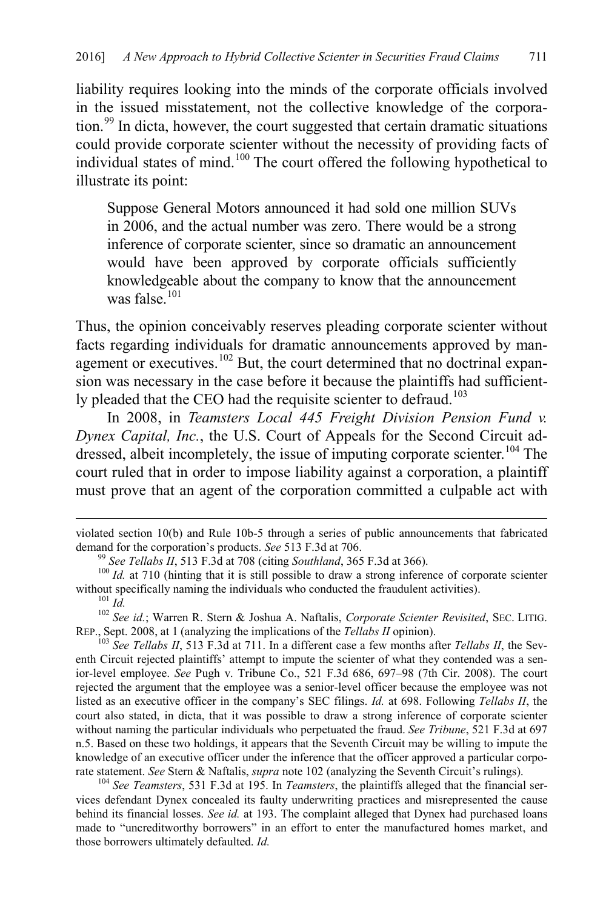liability requires looking into the minds of the corporate officials involved in the issued misstatement, not the collective knowledge of the corporation.[99] In dicta, however, the court suggested that certain dramatic situations could provide corporate scienter without the necessity of providing facts of individual states of mind.[100] The court offered the following hypothetical to illustrate its point:

> Suppose General Motors announced it had sold one million SUVs in 2006, and the actual number was zero. There would be a strong inference of corporate scienter, since so dramatic an announcement would have been approved by corporate officials sufficiently knowledgeable about the company to know that the announcement was false.[101]

Thus, the opinion conceivably reserves pleading corporate scienter without facts regarding individuals for dramatic announcements approved by management or executives.[102] But, the court determined that no doctrinal expansion was necessary in the case before it because the plaintiffs had sufficiently pleaded that the CEO had the requisite scienter to defraud.[103]

In 2008, in *Teamsters Local 445 Freight Division Pension Fund v. Dynex Capital, Inc.*, the U.S. Court of Appeals for the Second Circuit addressed, albeit incompletely, the issue of imputing corporate scienter.[104] The court ruled that in order to impose liability against a corporation, a plaintiff must prove that an agent of the corporation committed a culpable act with

---

violated section 10(b) and Rule 10b-5 through a series of public announcements that fabricated demand for the corporation's products. *See* 513 F.3d at 706.

[99] *See Tellabs II*, 513 F.3d at 708 (citing *Southland*, 365 F.3d at 366).

[100] *Id.* at 710 (hinting that it is still possible to draw a strong inference of corporate scienter without specifically naming the individuals who conducted the fraudulent activities).

[101] *Id.*

[102] *See id.*; Warren R. Stern & Joshua A. Naftalis, *Corporate Scienter Revisited*, SEC. LITIG. REP., Sept. 2008, at 1 (analyzing the implications of the *Tellabs II* opinion).

[103] *See Tellabs II*, 513 F.3d at 711. In a different case a few months after *Tellabs II*, the Seventh Circuit rejected plaintiffs' attempt to impute the scienter of what they contended was a senior-level employee. *See* Pugh v. Tribune Co., 521 F.3d 686, 697–98 (7th Cir. 2008). The court rejected the argument that the employee was a senior-level officer because the employee was not listed as an executive officer in the company's SEC filings. *Id.* at 698. Following *Tellabs II*, the court also stated, in dicta, that it was possible to draw a strong inference of corporate scienter without naming the particular individuals who perpetuated the fraud. *See Tribune*, 521 F.3d at 697 n.5. Based on these two holdings, it appears that the Seventh Circuit may be willing to impute the knowledge of an executive officer under the inference that the officer approved a particular corporate statement. *See* Stern & Naftalis, *supra* note 102 (analyzing the Seventh Circuit's rulings).

[104] *See Teamsters*, 531 F.3d at 195. In *Teamsters*, the plaintiffs alleged that the financial services defendant Dynex concealed its faulty underwriting practices and misrepresented the cause behind its financial losses. *See id.* at 193. The complaint alleged that Dynex had purchased loans made to "uncreditworthy borrowers" in an effort to enter the manufactured homes market, and those borrowers ultimately defaulted. *Id.*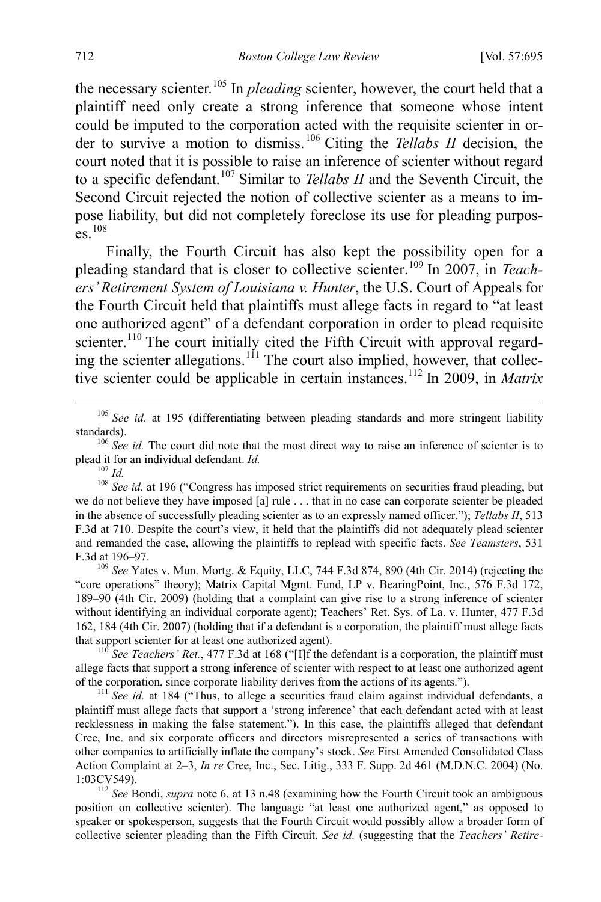the necessary scienter.[105] In *pleading* scienter, however, the court held that a plaintiff need only create a strong inference that someone whose intent could be imputed to the corporation acted with the requisite scienter in order to survive a motion to dismiss.[106] Citing the *Tellabs II* decision, the court noted that it is possible to raise an inference of scienter without regard to a specific defendant.[107] Similar to *Tellabs II* and the Seventh Circuit, the Second Circuit rejected the notion of collective scienter as a means to impose liability, but did not completely foreclose its use for pleading purposes.[108]

Finally, the Fourth Circuit has also kept the possibility open for a pleading standard that is closer to collective scienter.[109] In 2007, in *Teachers' Retirement System of Louisiana v. Hunter*, the U.S. Court of Appeals for the Fourth Circuit held that plaintiffs must allege facts in regard to "at least one authorized agent" of a defendant corporation in order to plead requisite scienter.[110] The court initially cited the Fifth Circuit with approval regarding the scienter allegations.[111] The court also implied, however, that collective scienter could be applicable in certain instances.[112] In 2009, in *Matrix*

---

[105] *See id.* at 195 (differentiating between pleading standards and more stringent liability standards).

[106] *See id.* The court did note that the most direct way to raise an inference of scienter is to plead it for an individual defendant. *Id.*

[107] *Id.*

[108] *See id.* at 196 ("Congress has imposed strict requirements on securities fraud pleading, but we do not believe they have imposed [a] rule . . . that in no case can corporate scienter be pleaded in the absence of successfully pleading scienter as to an expressly named officer."); *Tellabs II*, 513 F.3d at 710. Despite the court's view, it held that the plaintiffs did not adequately plead scienter and remanded the case, allowing the plaintiffs to replead with specific facts. *See Teamsters*, 531 F.3d at 196–97.

[109] *See* Yates v. Mun. Mortg. & Equity, LLC, 744 F.3d 874, 890 (4th Cir. 2014) (rejecting the "core operations" theory); Matrix Capital Mgmt. Fund, LP v. BearingPoint, Inc., 576 F.3d 172, 189–90 (4th Cir. 2009) (holding that a complaint can give rise to a strong inference of scienter without identifying an individual corporate agent); Teachers' Ret. Sys. of La. v. Hunter, 477 F.3d 162, 184 (4th Cir. 2007) (holding that if a defendant is a corporation, the plaintiff must allege facts that support scienter for at least one authorized agent).

[110] *See Teachers' Ret.*, 477 F.3d at 168 ("[I]f the defendant is a corporation, the plaintiff must allege facts that support a strong inference of scienter with respect to at least one authorized agent of the corporation, since corporate liability derives from the actions of its agents.").

[111] *See id.* at 184 ("Thus, to allege a securities fraud claim against individual defendants, a plaintiff must allege facts that support a 'strong inference' that each defendant acted with at least recklessness in making the false statement."). In this case, the plaintiffs alleged that defendant Cree, Inc. and six corporate officers and directors misrepresented a series of transactions with other companies to artificially inflate the company's stock. *See* First Amended Consolidated Class Action Complaint at 2–3, *In re* Cree, Inc., Sec. Litig., 333 F. Supp. 2d 461 (M.D.N.C. 2004) (No. 1:03CV549).

[112] *See* Bondi, *supra* note 6, at 13 n.48 (examining how the Fourth Circuit took an ambiguous position on collective scienter). The language "at least one authorized agent," as opposed to speaker or spokesperson, suggests that the Fourth Circuit would possibly allow a broader form of collective scienter pleading than the Fifth Circuit. *See id.* (suggesting that the *Teachers' Retire-*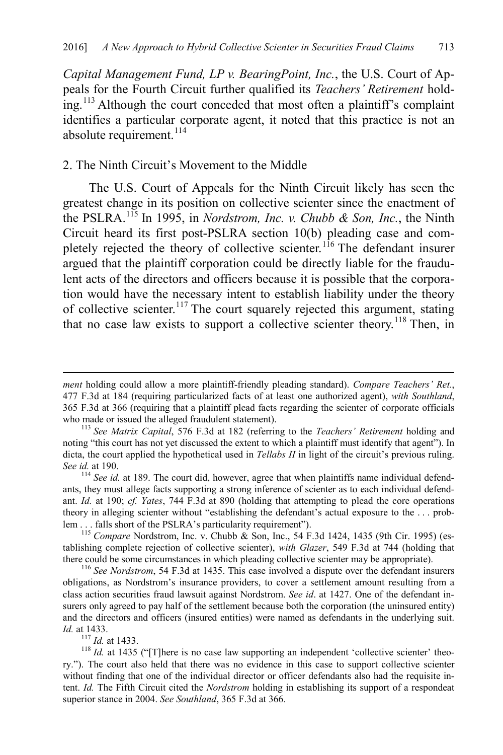*Capital Management Fund, LP v. BearingPoint, Inc.*, the U.S. Court of Appeals for the Fourth Circuit further qualified its *Teachers' Retirement* holding.[113] Although the court conceded that most often a plaintiff's complaint identifies a particular corporate agent, it noted that this practice is not an absolute requirement.[114]

### 2. The Ninth Circuit's Movement to the Middle

The U.S. Court of Appeals for the Ninth Circuit likely has seen the greatest change in its position on collective scienter since the enactment of the PSLRA.[115] In 1995, in *Nordstrom, Inc. v. Chubb & Son, Inc.*, the Ninth Circuit heard its first post-PSLRA section 10(b) pleading case and completely rejected the theory of collective scienter.[116] The defendant insurer argued that the plaintiff corporation could be directly liable for the fraudulent acts of the directors and officers because it is possible that the corporation would have the necessary intent to establish liability under the theory of collective scienter.[117] The court squarely rejected this argument, stating that no case law exists to support a collective scienter theory.[118] Then, in

---

*ment* holding could allow a more plaintiff-friendly pleading standard). *Compare Teachers' Ret.*, 477 F.3d at 184 (requiring particularized facts of at least one authorized agent), *with Southland*, 365 F.3d at 366 (requiring that a plaintiff plead facts regarding the scienter of corporate officials who made or issued the alleged fraudulent statement).

[113] *See Matrix Capital*, 576 F.3d at 182 (referring to the *Teachers' Retirement* holding and noting "this court has not yet discussed the extent to which a plaintiff must identify that agent"). In dicta, the court applied the hypothetical used in *Tellabs II* in light of the circuit's previous ruling. *See id.* at 190.

[114] *See id.* at 189. The court did, however, agree that when plaintiffs name individual defendants, they must allege facts supporting a strong inference of scienter as to each individual defendant. *Id.* at 190; *cf. Yates*, 744 F.3d at 890 (holding that attempting to plead the core operations theory in alleging scienter without "establishing the defendant's actual exposure to the . . . problem . . . falls short of the PSLRA's particularity requirement").

[115] *Compare* Nordstrom, Inc. v. Chubb & Son, Inc., 54 F.3d 1424, 1435 (9th Cir. 1995) (establishing complete rejection of collective scienter), *with Glazer*, 549 F.3d at 744 (holding that there could be some circumstances in which pleading collective scienter may be appropriate).

[116] *See Nordstrom*, 54 F.3d at 1435. This case involved a dispute over the defendant insurers obligations, as Nordstrom's insurance providers, to cover a settlement amount resulting from a class action securities fraud lawsuit against Nordstrom. *See id*. at 1427. One of the defendant insurers only agreed to pay half of the settlement because both the corporation (the uninsured entity) and the directors and officers (insured entities) were named as defendants in the underlying suit. *Id.* at 1433.

[117] *Id.* at 1433.

[118] *Id.* at 1435 ("[T]here is no case law supporting an independent 'collective scienter' theory."). The court also held that there was no evidence in this case to support collective scienter without finding that one of the individual director or officer defendants also had the requisite intent. *Id.* The Fifth Circuit cited the *Nordstrom* holding in establishing its support of a respondeat superior stance in 2004. *See Southland*, 365 F.3d at 366.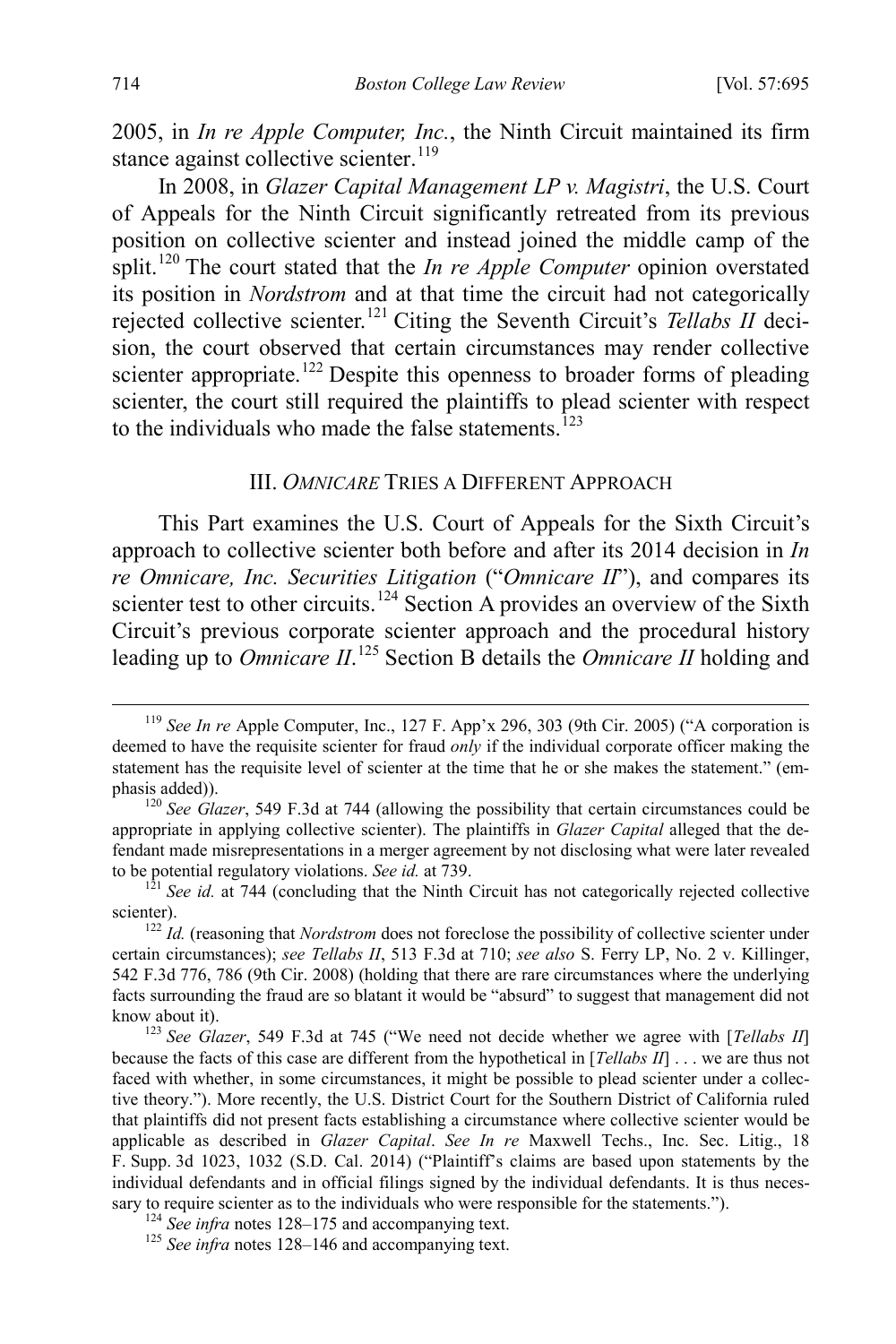2005, in *In re Apple Computer, Inc.*, the Ninth Circuit maintained its firm stance against collective scienter.[119]

In 2008, in *Glazer Capital Management LP v. Magistri*, the U.S. Court of Appeals for the Ninth Circuit significantly retreated from its previous position on collective scienter and instead joined the middle camp of the split.[120] The court stated that the *In re Apple Computer* opinion overstated its position in *Nordstrom* and at that time the circuit had not categorically rejected collective scienter.[121] Citing the Seventh Circuit's *Tellabs II* decision, the court observed that certain circumstances may render collective scienter appropriate.[122] Despite this openness to broader forms of pleading scienter, the court still required the plaintiffs to plead scienter with respect to the individuals who made the false statements.[123]

## III. *OMNICARE* TRIES A DIFFERENT APPROACH

This Part examines the U.S. Court of Appeals for the Sixth Circuit's approach to collective scienter both before and after its 2014 decision in *In re Omnicare, Inc. Securities Litigation* ("*Omnicare II*"), and compares its scienter test to other circuits.[124] Section A provides an overview of the Sixth Circuit's previous corporate scienter approach and the procedural history leading up to *Omnicare II*.[125] Section B details the *Omnicare II* holding and

---

[119] *See In re* Apple Computer, Inc., 127 F. App'x 296, 303 (9th Cir. 2005) ("A corporation is deemed to have the requisite scienter for fraud *only* if the individual corporate officer making the statement has the requisite level of scienter at the time that he or she makes the statement." (emphasis added)).

[120] *See Glazer*, 549 F.3d at 744 (allowing the possibility that certain circumstances could be appropriate in applying collective scienter). The plaintiffs in *Glazer Capital* alleged that the defendant made misrepresentations in a merger agreement by not disclosing what were later revealed to be potential regulatory violations. *See id.* at 739.

[121] *See id.* at 744 (concluding that the Ninth Circuit has not categorically rejected collective scienter).

[122] *Id.* (reasoning that *Nordstrom* does not foreclose the possibility of collective scienter under certain circumstances); *see Tellabs II*, 513 F.3d at 710; *see also* S. Ferry LP, No. 2 v. Killinger, 542 F.3d 776, 786 (9th Cir. 2008) (holding that there are rare circumstances where the underlying facts surrounding the fraud are so blatant it would be "absurd" to suggest that management did not know about it).

[123] *See Glazer*, 549 F.3d at 745 ("We need not decide whether we agree with [*Tellabs II*] because the facts of this case are different from the hypothetical in [*Tellabs II*] . . . we are thus not faced with whether, in some circumstances, it might be possible to plead scienter under a collective theory."). More recently, the U.S. District Court for the Southern District of California ruled that plaintiffs did not present facts establishing a circumstance where collective scienter would be applicable as described in *Glazer Capital*. *See In re* Maxwell Techs., Inc. Sec. Litig., 18 F. Supp. 3d 1023, 1032 (S.D. Cal. 2014) ("Plaintiff's claims are based upon statements by the individual defendants and in official filings signed by the individual defendants. It is thus necessary to require scienter as to the individuals who were responsible for the statements.").

[124] *See infra* notes 128–175 and accompanying text.

[125] *See infra* notes 128–146 and accompanying text.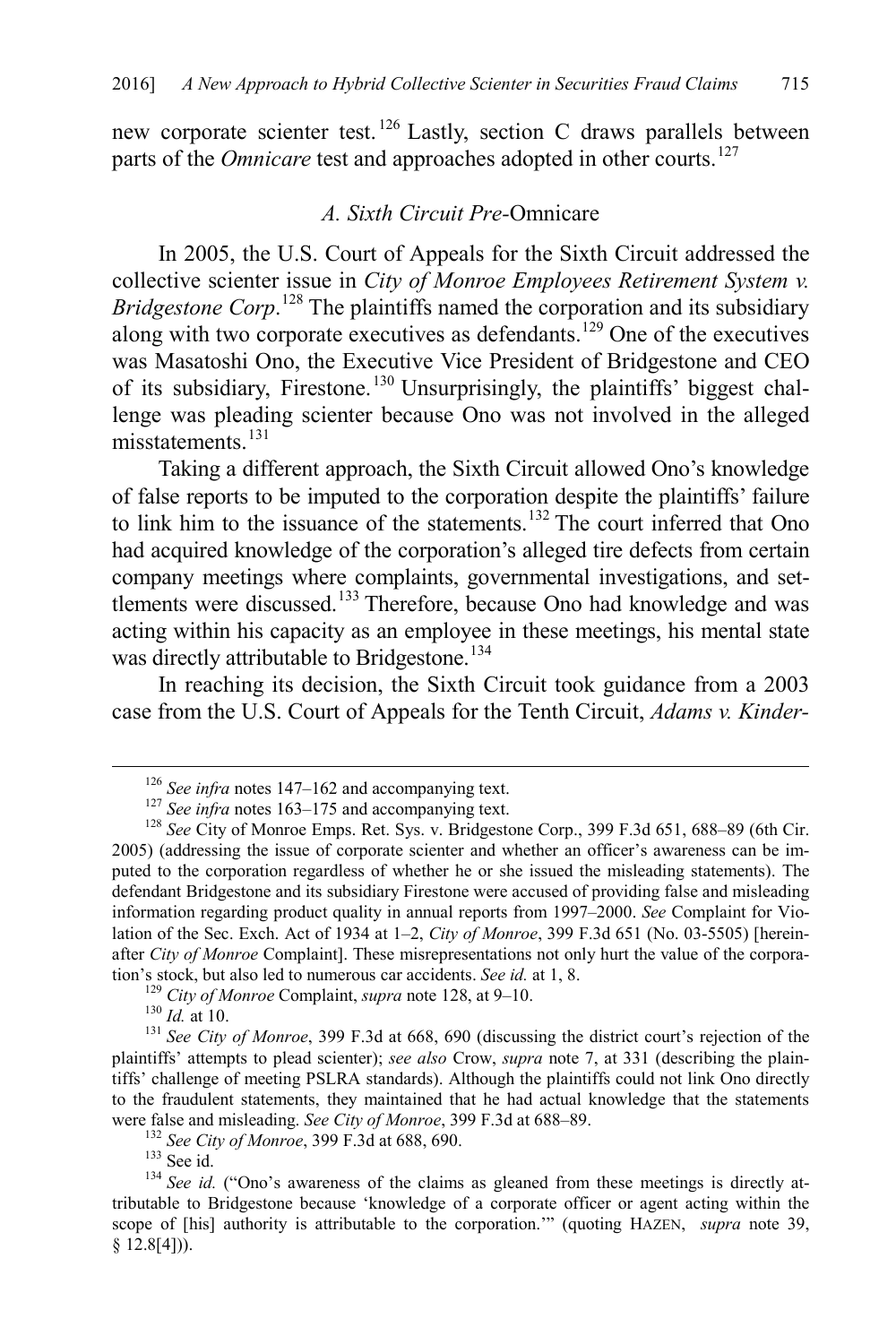new corporate scienter test.[126] Lastly, section C draws parallels between parts of the *Omnicare* test and approaches adopted in other courts.[127]

### *A. Sixth Circuit Pre-*Omnicare

In 2005, the U.S. Court of Appeals for the Sixth Circuit addressed the collective scienter issue in *City of Monroe Employees Retirement System v. Bridgestone Corp*.[128] The plaintiffs named the corporation and its subsidiary along with two corporate executives as defendants.[129] One of the executives was Masatoshi Ono, the Executive Vice President of Bridgestone and CEO of its subsidiary, Firestone.[130] Unsurprisingly, the plaintiffs' biggest challenge was pleading scienter because Ono was not involved in the alleged misstatements.[131]

Taking a different approach, the Sixth Circuit allowed Ono's knowledge of false reports to be imputed to the corporation despite the plaintiffs' failure to link him to the issuance of the statements.[132] The court inferred that Ono had acquired knowledge of the corporation's alleged tire defects from certain company meetings where complaints, governmental investigations, and settlements were discussed.[133] Therefore, because Ono had knowledge and was acting within his capacity as an employee in these meetings, his mental state was directly attributable to Bridgestone.[134]

In reaching its decision, the Sixth Circuit took guidance from a 2003 case from the U.S. Court of Appeals for the Tenth Circuit, *Adams v. Kinder-*

---

[126] *See infra* notes 147–162 and accompanying text.

[127] *See infra* notes 163–175 and accompanying text.

[128] *See* City of Monroe Emps. Ret. Sys. v. Bridgestone Corp., 399 F.3d 651, 688–89 (6th Cir. 2005) (addressing the issue of corporate scienter and whether an officer's awareness can be imputed to the corporation regardless of whether he or she issued the misleading statements). The defendant Bridgestone and its subsidiary Firestone were accused of providing false and misleading information regarding product quality in annual reports from 1997–2000. *See* Complaint for Violation of the Sec. Exch. Act of 1934 at 1–2, *City of Monroe*, 399 F.3d 651 (No. 03-5505) [hereinafter *City of Monroe* Complaint]. These misrepresentations not only hurt the value of the corporation's stock, but also led to numerous car accidents. *See id.* at 1, 8.

[129] *City of Monroe* Complaint, *supra* note 128, at 9–10.

[130] *Id.* at 10.

[131] *See City of Monroe*, 399 F.3d at 668, 690 (discussing the district court's rejection of the plaintiffs' attempts to plead scienter); *see also* Crow, *supra* note 7, at 331 (describing the plaintiffs' challenge of meeting PSLRA standards). Although the plaintiffs could not link Ono directly to the fraudulent statements, they maintained that he had actual knowledge that the statements were false and misleading. *See City of Monroe*, 399 F.3d at 688–89.

[132] *See City of Monroe*, 399 F.3d at 688, 690.

[133] See id.

[134] *See id.* ("Ono's awareness of the claims as gleaned from these meetings is directly attributable to Bridgestone because 'knowledge of a corporate officer or agent acting within the scope of [his] authority is attributable to the corporation.'" (quoting HAZEN, *supra* note 39, § 12.8[4])).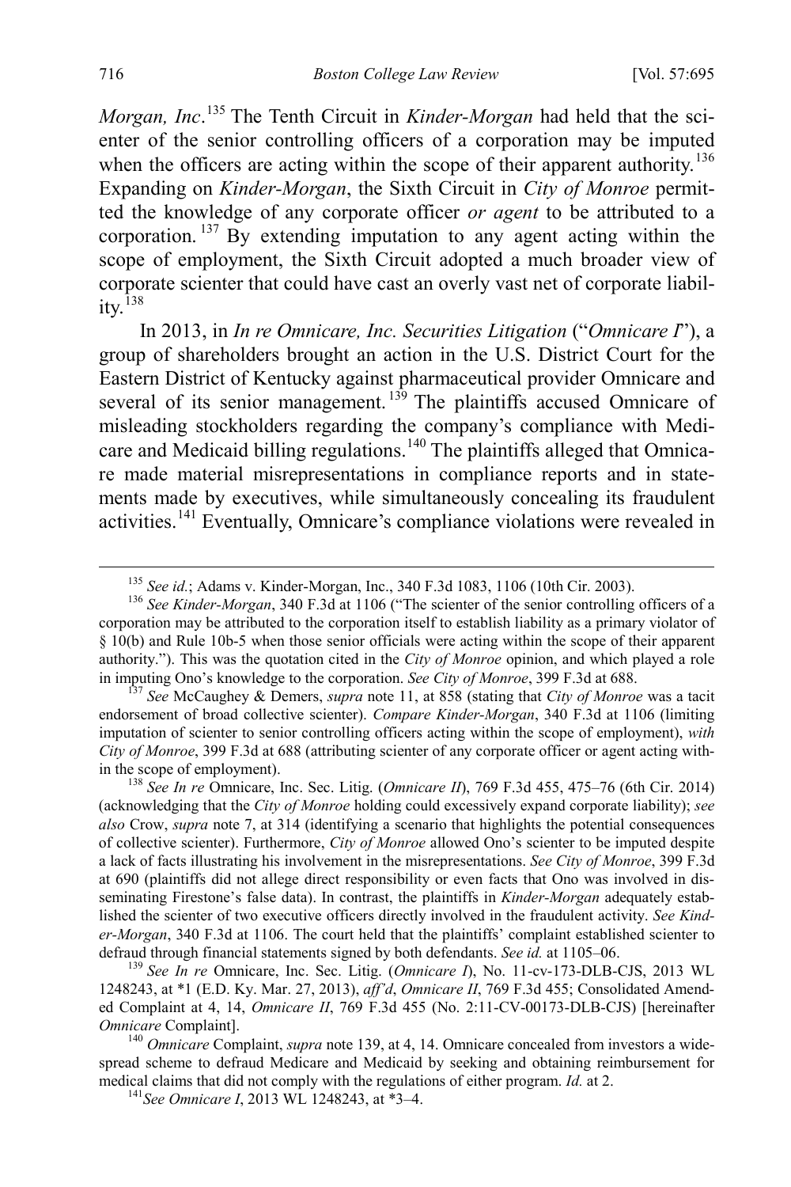*Morgan, Inc*.[135] The Tenth Circuit in *Kinder-Morgan* had held that the scienter of the senior controlling officers of a corporation may be imputed when the officers are acting within the scope of their apparent authority.[136] Expanding on *Kinder-Morgan*, the Sixth Circuit in *City of Monroe* permitted the knowledge of any corporate officer *or agent* to be attributed to a corporation.[137] By extending imputation to any agent acting within the scope of employment, the Sixth Circuit adopted a much broader view of corporate scienter that could have cast an overly vast net of corporate liability.[138]

In 2013, in *In re Omnicare, Inc. Securities Litigation* ("*Omnicare I*"), a group of shareholders brought an action in the U.S. District Court for the Eastern District of Kentucky against pharmaceutical provider Omnicare and several of its senior management.[139] The plaintiffs accused Omnicare of misleading stockholders regarding the company's compliance with Medicare and Medicaid billing regulations.[140] The plaintiffs alleged that Omnicare made material misrepresentations in compliance reports and in statements made by executives, while simultaneously concealing its fraudulent activities.[141] Eventually, Omnicare's compliance violations were revealed in

---

[135] *See id.*; Adams v. Kinder-Morgan, Inc., 340 F.3d 1083, 1106 (10th Cir. 2003).

[136] *See Kinder-Morgan*, 340 F.3d at 1106 ("The scienter of the senior controlling officers of a corporation may be attributed to the corporation itself to establish liability as a primary violator of § 10(b) and Rule 10b-5 when those senior officials were acting within the scope of their apparent authority."). This was the quotation cited in the *City of Monroe* opinion, and which played a role in imputing Ono's knowledge to the corporation. *See City of Monroe*, 399 F.3d at 688.

[137] *See* McCaughey & Demers, *supra* note 11, at 858 (stating that *City of Monroe* was a tacit endorsement of broad collective scienter). *Compare Kinder-Morgan*, 340 F.3d at 1106 (limiting imputation of scienter to senior controlling officers acting within the scope of employment), *with City of Monroe*, 399 F.3d at 688 (attributing scienter of any corporate officer or agent acting within the scope of employment).

[138] *See In re* Omnicare, Inc. Sec. Litig. (*Omnicare II*), 769 F.3d 455, 475–76 (6th Cir. 2014) (acknowledging that the *City of Monroe* holding could excessively expand corporate liability); *see also* Crow, *supra* note 7, at 314 (identifying a scenario that highlights the potential consequences of collective scienter). Furthermore, *City of Monroe* allowed Ono's scienter to be imputed despite a lack of facts illustrating his involvement in the misrepresentations. *See City of Monroe*, 399 F.3d at 690 (plaintiffs did not allege direct responsibility or even facts that Ono was involved in disseminating Firestone's false data). In contrast, the plaintiffs in *Kinder-Morgan* adequately established the scienter of two executive officers directly involved in the fraudulent activity. *See Kinder-Morgan*, 340 F.3d at 1106. The court held that the plaintiffs' complaint established scienter to defraud through financial statements signed by both defendants. *See id.* at 1105–06.

[139] *See In re* Omnicare, Inc. Sec. Litig. (*Omnicare I*), No. 11-cv-173-DLB-CJS, 2013 WL 1248243, at *1 (E.D. Ky. Mar. 27, 2013), *aff'd*, *Omnicare II*, 769 F.3d 455; Consolidated Amended Complaint at 4, 14, *Omnicare II*, 769 F.3d 455 (No. 2:11-CV-00173-DLB-CJS) [hereinafter *Omnicare* Complaint].

[140] *Omnicare* Complaint, *supra* note 139, at 4, 14. Omnicare concealed from investors a widespread scheme to defraud Medicare and Medicaid by seeking and obtaining reimbursement for medical claims that did not comply with the regulations of either program. *Id.* at 2.

[141] *See Omnicare I*, 2013 WL 1248243, at *3–4.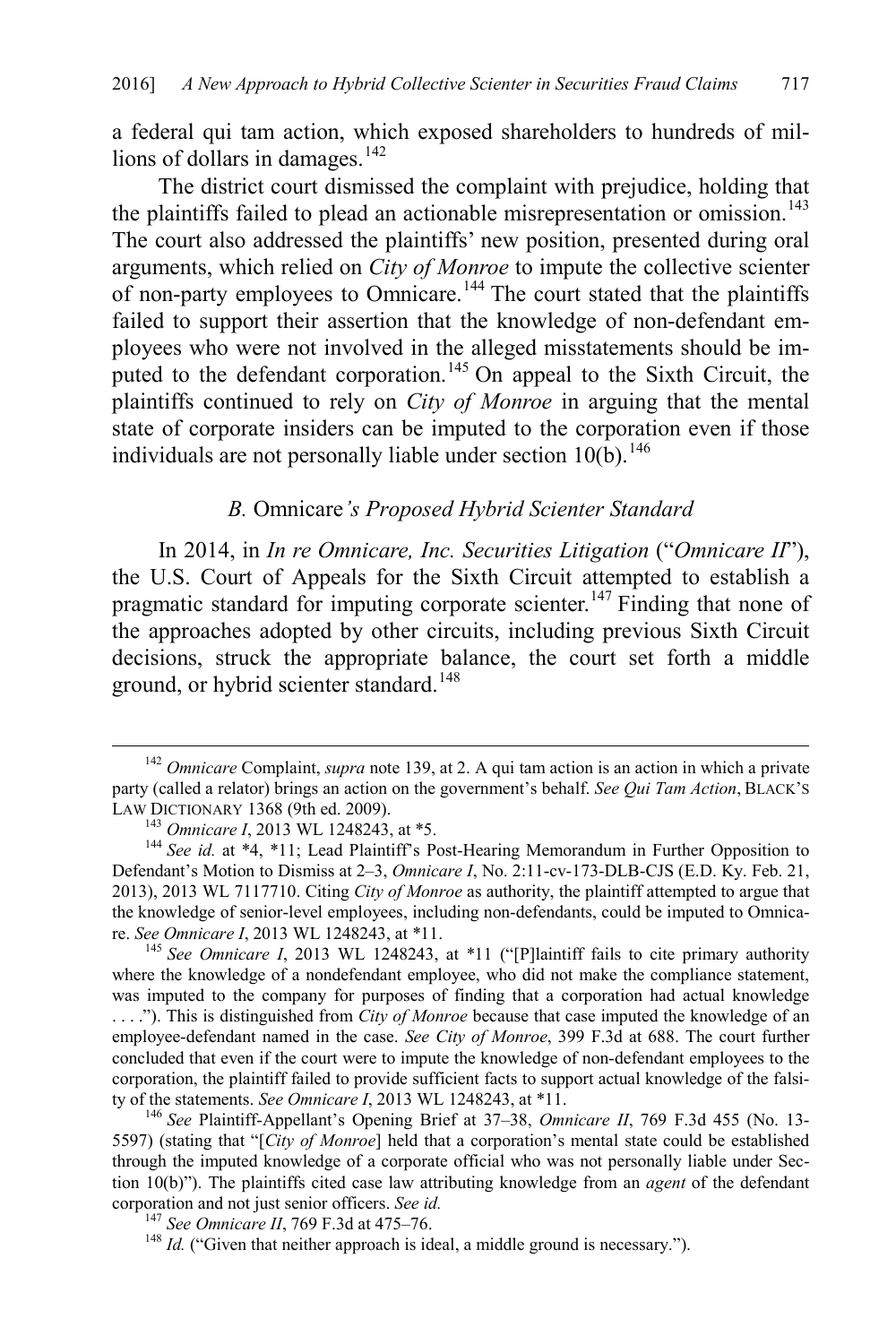a federal qui tam action, which exposed shareholders to hundreds of millions of dollars in damages.[142]

The district court dismissed the complaint with prejudice, holding that the plaintiffs failed to plead an actionable misrepresentation or omission.[143] The court also addressed the plaintiffs' new position, presented during oral arguments, which relied on *City of Monroe* to impute the collective scienter of non-party employees to Omnicare.[144] The court stated that the plaintiffs failed to support their assertion that the knowledge of non-defendant employees who were not involved in the alleged misstatements should be imputed to the defendant corporation.[145] On appeal to the Sixth Circuit, the plaintiffs continued to rely on *City of Monroe* in arguing that the mental state of corporate insiders can be imputed to the corporation even if those individuals are not personally liable under section 10(b).[146]

### *B.* Omnicare*'s Proposed Hybrid Scienter Standard*

In 2014, in *In re Omnicare, Inc. Securities Litigation* ("*Omnicare II*"), the U.S. Court of Appeals for the Sixth Circuit attempted to establish a pragmatic standard for imputing corporate scienter.[147] Finding that none of the approaches adopted by other circuits, including previous Sixth Circuit decisions, struck the appropriate balance, the court set forth a middle ground, or hybrid scienter standard.[148]

---

[142] *Omnicare* Complaint, *supra* note 139, at 2. A qui tam action is an action in which a private party (called a relator) brings an action on the government's behalf. *See Qui Tam Action*, BLACK'S LAW DICTIONARY 1368 (9th ed. 2009).

[143] *Omnicare I*, 2013 WL 1248243, at *5.

[144] *See id.* at *4, *11; Lead Plaintiff's Post-Hearing Memorandum in Further Opposition to Defendant's Motion to Dismiss at 2–3, *Omnicare I*, No. 2:11-cv-173-DLB-CJS (E.D. Ky. Feb. 21, 2013), 2013 WL 7117710. Citing *City of Monroe* as authority, the plaintiff attempted to argue that the knowledge of senior-level employees, including non-defendants, could be imputed to Omnicare. *See Omnicare I*, 2013 WL 1248243, at *11.

[145] *See Omnicare I*, 2013 WL 1248243, at *11 ("[P]laintiff fails to cite primary authority where the knowledge of a nondefendant employee, who did not make the compliance statement, was imputed to the company for purposes of finding that a corporation had actual knowledge . . . ."). This is distinguished from *City of Monroe* because that case imputed the knowledge of an employee-defendant named in the case. *See City of Monroe*, 399 F.3d at 688. The court further concluded that even if the court were to impute the knowledge of non-defendant employees to the corporation, the plaintiff failed to provide sufficient facts to support actual knowledge of the falsity of the statements. *See Omnicare I*, 2013 WL 1248243, at *11.

[146] *See* Plaintiff-Appellant's Opening Brief at 37–38, *Omnicare II*, 769 F.3d 455 (No. 13-5597) (stating that "[*City of Monroe*] held that a corporation's mental state could be established through the imputed knowledge of a corporate official who was not personally liable under Section 10(b)"). The plaintiffs cited case law attributing knowledge from an *agent* of the defendant corporation and not just senior officers. *See id.*

[147] *See Omnicare II*, 769 F.3d at 475–76.

[148] *Id.* ("Given that neither approach is ideal, a middle ground is necessary.").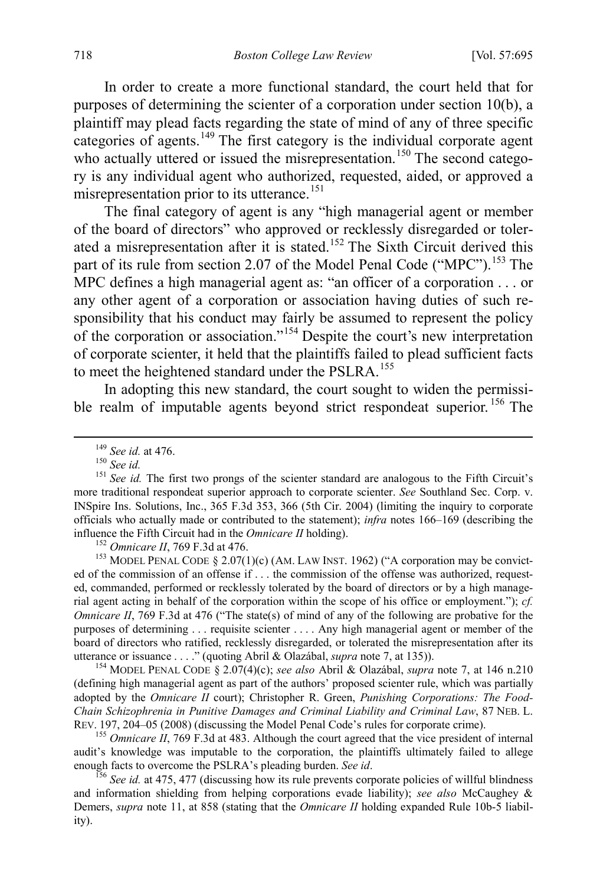In order to create a more functional standard, the court held that for purposes of determining the scienter of a corporation under section 10(b), a plaintiff may plead facts regarding the state of mind of any of three specific categories of agents.[149] The first category is the individual corporate agent who actually uttered or issued the misrepresentation.[150] The second category is any individual agent who authorized, requested, aided, or approved a misrepresentation prior to its utterance.[151]

The final category of agent is any "high managerial agent or member of the board of directors" who approved or recklessly disregarded or tolerated a misrepresentation after it is stated.[152] The Sixth Circuit derived this part of its rule from section 2.07 of the Model Penal Code ("MPC").[153] The MPC defines a high managerial agent as: "an officer of a corporation . . . or any other agent of a corporation or association having duties of such responsibility that his conduct may fairly be assumed to represent the policy of the corporation or association."[154] Despite the court's new interpretation of corporate scienter, it held that the plaintiffs failed to plead sufficient facts to meet the heightened standard under the PSLRA.[155]

In adopting this new standard, the court sought to widen the permissible realm of imputable agents beyond strict respondeat superior.[156] The

---

[149] *See id.* at 476.

[150] *See id.*

[151] *See id.* The first two prongs of the scienter standard are analogous to the Fifth Circuit's more traditional respondeat superior approach to corporate scienter. *See* Southland Sec. Corp. v. INSpire Ins. Solutions, Inc., 365 F.3d 353, 366 (5th Cir. 2004) (limiting the inquiry to corporate officials who actually made or contributed to the statement); *infra* notes 166–169 (describing the influence the Fifth Circuit had in the *Omnicare II* holding).

[152] *Omnicare II*, 769 F.3d at 476.

[153] MODEL PENAL CODE § 2.07(1)(c) (AM. LAW INST. 1962) ("A corporation may be convicted of the commission of an offense if . . . the commission of the offense was authorized, requested, commanded, performed or recklessly tolerated by the board of directors or by a high managerial agent acting in behalf of the corporation within the scope of his office or employment."); *cf. Omnicare II*, 769 F.3d at 476 ("The state(s) of mind of any of the following are probative for the purposes of determining . . . requisite scienter . . . . Any high managerial agent or member of the board of directors who ratified, recklessly disregarded, or tolerated the misrepresentation after its utterance or issuance . . . ." (quoting Abril & Olazábal, *supra* note 7, at 135)).

[154] MODEL PENAL CODE § 2.07(4)(c); *see also* Abril & Olazábal, *supra* note 7, at 146 n.210 (defining high managerial agent as part of the authors' proposed scienter rule, which was partially adopted by the *Omnicare II* court); Christopher R. Green, *Punishing Corporations: The Food-Chain Schizophrenia in Punitive Damages and Criminal Liability and Criminal Law*, 87 NEB. L. REV. 197, 204–05 (2008) (discussing the Model Penal Code's rules for corporate crime).

[155] *Omnicare II*, 769 F.3d at 483. Although the court agreed that the vice president of internal audit's knowledge was imputable to the corporation, the plaintiffs ultimately failed to allege enough facts to overcome the PSLRA's pleading burden. *See id*.

[156] *See id.* at 475, 477 (discussing how its rule prevents corporate policies of willful blindness and information shielding from helping corporations evade liability); *see also* McCaughey & Demers, *supra* note 11, at 858 (stating that the *Omnicare II* holding expanded Rule 10b-5 liability).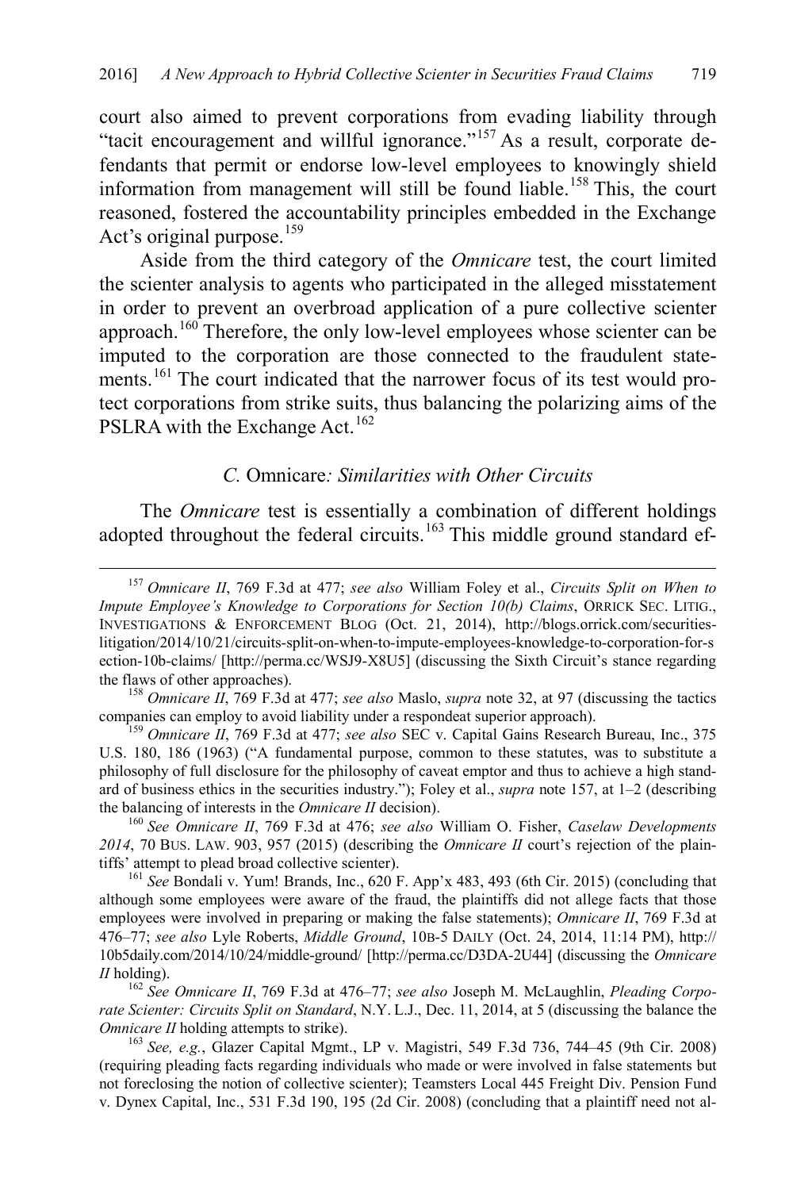court also aimed to prevent corporations from evading liability through "tacit encouragement and willful ignorance."[157] As a result, corporate defendants that permit or endorse low-level employees to knowingly shield information from management will still be found liable.[158] This, the court reasoned, fostered the accountability principles embedded in the Exchange Act's original purpose.[159]

Aside from the third category of the *Omnicare* test, the court limited the scienter analysis to agents who participated in the alleged misstatement in order to prevent an overbroad application of a pure collective scienter approach.[160] Therefore, the only low-level employees whose scienter can be imputed to the corporation are those connected to the fraudulent statements.[161] The court indicated that the narrower focus of its test would protect corporations from strike suits, thus balancing the polarizing aims of the PSLRA with the Exchange Act.[162]

### *C.* Omnicare*: Similarities with Other Circuits*

The *Omnicare* test is essentially a combination of different holdings adopted throughout the federal circuits.[163] This middle ground standard ef-

---

[157] *Omnicare II*, 769 F.3d at 477; *see also* William Foley et al., *Circuits Split on When to Impute Employee's Knowledge to Corporations for Section 10(b) Claims*, ORRICK SEC. LITIG., INVESTIGATIONS & ENFORCEMENT BLOG (Oct. 21, 2014), http://blogs.orrick.com/securities-litigation/2014/10/21/circuits-split-on-when-to-impute-employees-knowledge-to-corporation-for-section-10b-claims/ [http://perma.cc/WSJ9-X8U5] (discussing the Sixth Circuit's stance regarding the flaws of other approaches).

[158] *Omnicare II*, 769 F.3d at 477; *see also* Maslo, *supra* note 32, at 97 (discussing the tactics companies can employ to avoid liability under a respondeat superior approach).

[159] *Omnicare II*, 769 F.3d at 477; *see also* SEC v. Capital Gains Research Bureau, Inc., 375 U.S. 180, 186 (1963) ("A fundamental purpose, common to these statutes, was to substitute a philosophy of full disclosure for the philosophy of caveat emptor and thus to achieve a high standard of business ethics in the securities industry."); Foley et al., *supra* note 157, at 1–2 (describing the balancing of interests in the *Omnicare II* decision).

[160] *See Omnicare II*, 769 F.3d at 476; *see also* William O. Fisher, *Caselaw Developments 2014*, 70 BUS. LAW. 903, 957 (2015) (describing the *Omnicare II* court's rejection of the plaintiffs' attempt to plead broad collective scienter).

[161] *See* Bondali v. Yum! Brands, Inc., 620 F. App'x 483, 493 (6th Cir. 2015) (concluding that although some employees were aware of the fraud, the plaintiffs did not allege facts that those employees were involved in preparing or making the false statements); *Omnicare II*, 769 F.3d at 476–77; *see also* Lyle Roberts, *Middle Ground*, 10B-5 DAILY (Oct. 24, 2014, 11:14 PM), http://10b5daily.com/2014/10/24/middle-ground/ [http://perma.cc/D3DA-2U44] (discussing the *Omnicare II* holding).

[162] *See Omnicare II*, 769 F.3d at 476–77; *see also* Joseph M. McLaughlin, *Pleading Corporate Scienter: Circuits Split on Standard*, N.Y. L.J., Dec. 11, 2014, at 5 (discussing the balance the *Omnicare II* holding attempts to strike).

[163] *See, e.g.*, Glazer Capital Mgmt., LP v. Magistri, 549 F.3d 736, 744–45 (9th Cir. 2008) (requiring pleading facts regarding individuals who made or were involved in false statements but not foreclosing the notion of collective scienter); Teamsters Local 445 Freight Div. Pension Fund v. Dynex Capital, Inc., 531 F.3d 190, 195 (2d Cir. 2008) (concluding that a plaintiff need not al-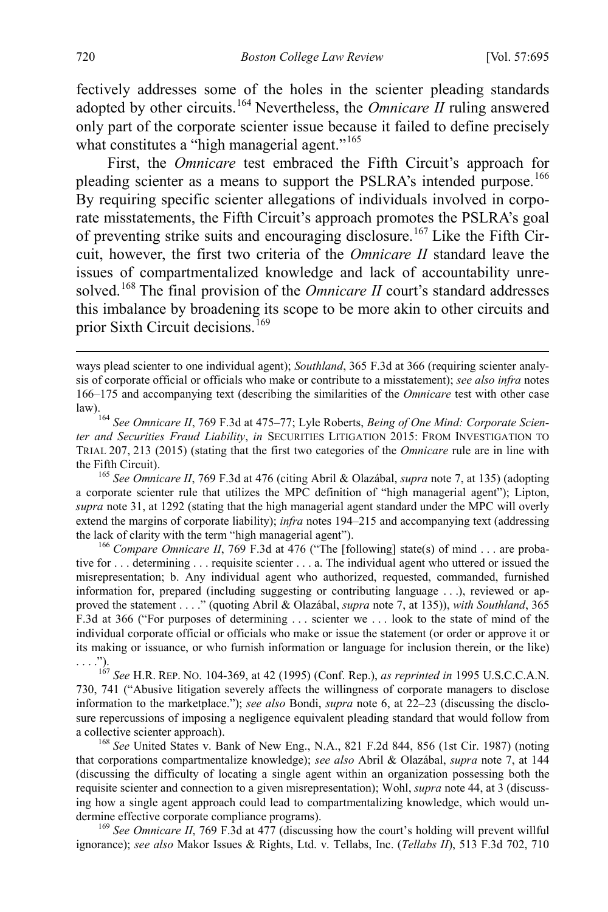fectively addresses some of the holes in the scienter pleading standards adopted by other circuits.[164] Nevertheless, the *Omnicare II* ruling answered only part of the corporate scienter issue because it failed to define precisely what constitutes a "high managerial agent."[165]

First, the *Omnicare* test embraced the Fifth Circuit's approach for pleading scienter as a means to support the PSLRA's intended purpose.[166] By requiring specific scienter allegations of individuals involved in corporate misstatements, the Fifth Circuit's approach promotes the PSLRA's goal of preventing strike suits and encouraging disclosure.[167] Like the Fifth Circuit, however, the first two criteria of the *Omnicare II* standard leave the issues of compartmentalized knowledge and lack of accountability unresolved.[168] The final provision of the *Omnicare II* court's standard addresses this imbalance by broadening its scope to be more akin to other circuits and prior Sixth Circuit decisions.[169]

---

ways plead scienter to one individual agent); *Southland*, 365 F.3d at 366 (requiring scienter analysis of corporate official or officials who make or contribute to a misstatement); *see also infra* notes 166–175 and accompanying text (describing the similarities of the *Omnicare* test with other case law).

[164] *See Omnicare II*, 769 F.3d at 475–77; Lyle Roberts, *Being of One Mind: Corporate Scienter and Securities Fraud Liability*, *in* SECURITIES LITIGATION 2015: FROM INVESTIGATION TO TRIAL 207, 213 (2015) (stating that the first two categories of the *Omnicare* rule are in line with the Fifth Circuit).

[165] *See Omnicare II*, 769 F.3d at 476 (citing Abril & Olazábal, *supra* note 7, at 135) (adopting a corporate scienter rule that utilizes the MPC definition of "high managerial agent"); Lipton, *supra* note 31, at 1292 (stating that the high managerial agent standard under the MPC will overly extend the margins of corporate liability); *infra* notes 194–215 and accompanying text (addressing the lack of clarity with the term "high managerial agent").

[166] *Compare Omnicare II*, 769 F.3d at 476 ("The [following] state(s) of mind . . . are probative for . . . determining . . . requisite scienter . . . a. The individual agent who uttered or issued the misrepresentation; b. Any individual agent who authorized, requested, commanded, furnished information for, prepared (including suggesting or contributing language . . .), reviewed or approved the statement . . . ." (quoting Abril & Olazábal, *supra* note 7, at 135)), *with Southland*, 365 F.3d at 366 ("For purposes of determining . . . scienter we . . . look to the state of mind of the individual corporate official or officials who make or issue the statement (or order or approve it or its making or issuance, or who furnish information or language for inclusion therein, or the like) . . . .").

[167] *See* H.R. REP. NO. 104-369, at 42 (1995) (Conf. Rep.), *as reprinted in* 1995 U.S.C.C.A.N. 730, 741 ("Abusive litigation severely affects the willingness of corporate managers to disclose information to the marketplace."); *see also* Bondi, *supra* note 6, at 22–23 (discussing the disclosure repercussions of imposing a negligence equivalent pleading standard that would follow from a collective scienter approach).

[168] *See* United States v. Bank of New Eng., N.A., 821 F.2d 844, 856 (1st Cir. 1987) (noting that corporations compartmentalize knowledge); *see also* Abril & Olazábal, *supra* note 7, at 144 (discussing the difficulty of locating a single agent within an organization possessing both the requisite scienter and connection to a given misrepresentation); Wohl, *supra* note 44, at 3 (discussing how a single agent approach could lead to compartmentalizing knowledge, which would undermine effective corporate compliance programs).

[169] *See Omnicare II*, 769 F.3d at 477 (discussing how the court's holding will prevent willful ignorance); *see also* Makor Issues & Rights, Ltd. v. Tellabs, Inc. (*Tellabs II*), 513 F.3d 702, 710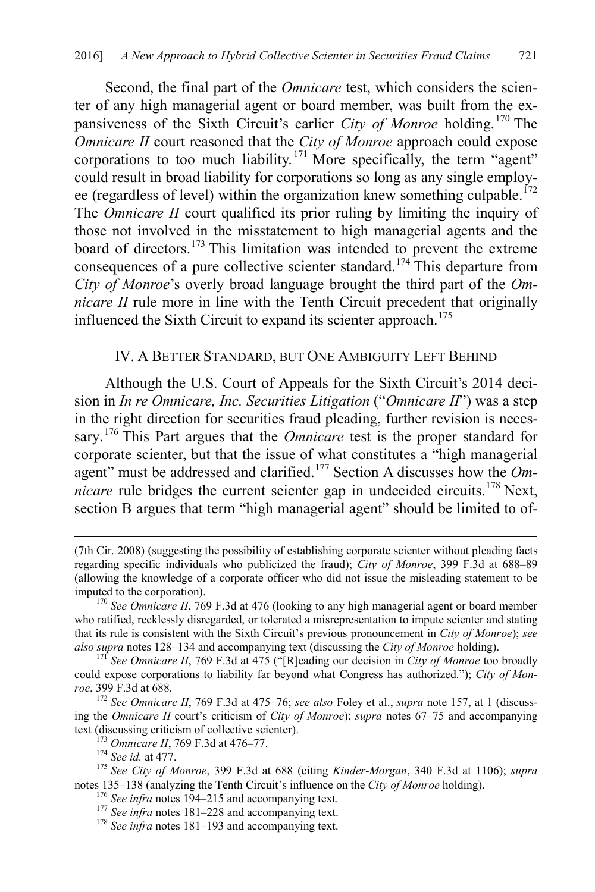Second, the final part of the *Omnicare* test, which considers the scienter of any high managerial agent or board member, was built from the expansiveness of the Sixth Circuit's earlier *City of Monroe* holding.[170] The *Omnicare II* court reasoned that the *City of Monroe* approach could expose corporations to too much liability.[171] More specifically, the term "agent" could result in broad liability for corporations so long as any single employee (regardless of level) within the organization knew something culpable.[172] The *Omnicare II* court qualified its prior ruling by limiting the inquiry of those not involved in the misstatement to high managerial agents and the board of directors.[173] This limitation was intended to prevent the extreme consequences of a pure collective scienter standard.[174] This departure from *City of Monroe*'s overly broad language brought the third part of the *Omnicare II* rule more in line with the Tenth Circuit precedent that originally influenced the Sixth Circuit to expand its scienter approach.[175]

## IV. A BETTER STANDARD, BUT ONE AMBIGUITY LEFT BEHIND

Although the U.S. Court of Appeals for the Sixth Circuit's 2014 decision in *In re Omnicare, Inc. Securities Litigation* ("*Omnicare II*") was a step in the right direction for securities fraud pleading, further revision is necessary.[176] This Part argues that the *Omnicare* test is the proper standard for corporate scienter, but that the issue of what constitutes a "high managerial agent" must be addressed and clarified.[177] Section A discusses how the *Omnicare* rule bridges the current scienter gap in undecided circuits.[178] Next, section B argues that term "high managerial agent" should be limited to of-

---

(7th Cir. 2008) (suggesting the possibility of establishing corporate scienter without pleading facts regarding specific individuals who publicized the fraud); *City of Monroe*, 399 F.3d at 688–89 (allowing the knowledge of a corporate officer who did not issue the misleading statement to be imputed to the corporation).

[170] *See Omnicare II*, 769 F.3d at 476 (looking to any high managerial agent or board member who ratified, recklessly disregarded, or tolerated a misrepresentation to impute scienter and stating that its rule is consistent with the Sixth Circuit's previous pronouncement in *City of Monroe*); *see also supra* notes 128–134 and accompanying text (discussing the *City of Monroe* holding).

[171] *See Omnicare II*, 769 F.3d at 475 ("[R]eading our decision in *City of Monroe* too broadly could expose corporations to liability far beyond what Congress has authorized."); *City of Monroe*, 399 F.3d at 688.

[172] *See Omnicare II*, 769 F.3d at 475–76; *see also* Foley et al., *supra* note 157, at 1 (discussing the *Omnicare II* court's criticism of *City of Monroe*); *supra* notes 67–75 and accompanying text (discussing criticism of collective scienter).

[173] *Omnicare II*, 769 F.3d at 476–77.

[174] *See id.* at 477.

[175] *See City of Monroe*, 399 F.3d at 688 (citing *Kinder-Morgan*, 340 F.3d at 1106); *supra* notes 135–138 (analyzing the Tenth Circuit's influence on the *City of Monroe* holding).

[176] *See infra* notes 194–215 and accompanying text.

[177] *See infra* notes 181–228 and accompanying text.

[178] *See infra* notes 181–193 and accompanying text.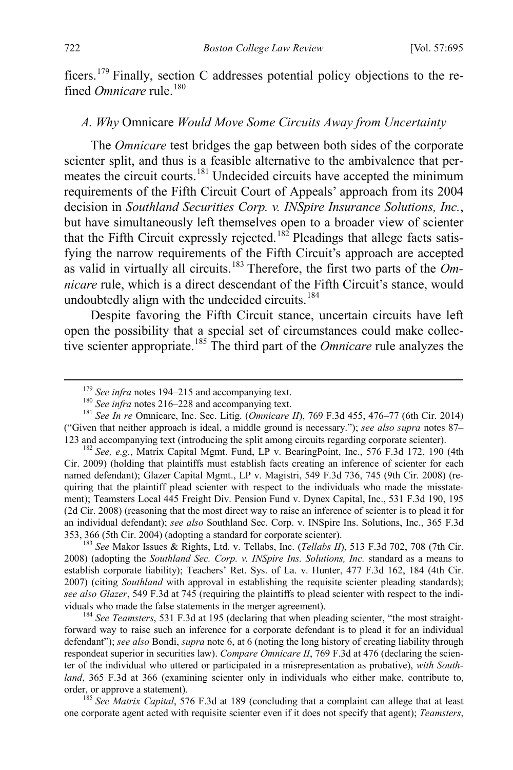ficers.[179] Finally, section C addresses potential policy objections to the refined *Omnicare* rule.[180]

### *A. Why* Omnicare *Would Move Some Circuits Away from Uncertainty*

The *Omnicare* test bridges the gap between both sides of the corporate scienter split, and thus is a feasible alternative to the ambivalence that permeates the circuit courts.[181] Undecided circuits have accepted the minimum requirements of the Fifth Circuit Court of Appeals' approach from its 2004 decision in *Southland Securities Corp. v. INSpire Insurance Solutions, Inc.*, but have simultaneously left themselves open to a broader view of scienter that the Fifth Circuit expressly rejected.[182] Pleadings that allege facts satisfying the narrow requirements of the Fifth Circuit's approach are accepted as valid in virtually all circuits.[183] Therefore, the first two parts of the *Omnicare* rule, which is a direct descendant of the Fifth Circuit's stance, would undoubtedly align with the undecided circuits.[184]

Despite favoring the Fifth Circuit stance, uncertain circuits have left open the possibility that a special set of circumstances could make collective scienter appropriate.[185] The third part of the *Omnicare* rule analyzes the

---

[179] *See infra* notes 194–215 and accompanying text.

[180] *See infra* notes 216–228 and accompanying text.

[181] *See In re* Omnicare, Inc. Sec. Litig. (*Omnicare II*), 769 F.3d 455, 476–77 (6th Cir. 2014) ("Given that neither approach is ideal, a middle ground is necessary."); *see also supra* notes 87–123 and accompanying text (introducing the split among circuits regarding corporate scienter).

[182] *See, e.g.*, Matrix Capital Mgmt. Fund, LP v. BearingPoint, Inc., 576 F.3d 172, 190 (4th Cir. 2009) (holding that plaintiffs must establish facts creating an inference of scienter for each named defendant); Glazer Capital Mgmt., LP v. Magistri, 549 F.3d 736, 745 (9th Cir. 2008) (requiring that the plaintiff plead scienter with respect to the individuals who made the misstatement); Teamsters Local 445 Freight Div. Pension Fund v. Dynex Capital, Inc., 531 F.3d 190, 195 (2d Cir. 2008) (reasoning that the most direct way to raise an inference of scienter is to plead it for an individual defendant); *see also* Southland Sec. Corp. v. INSpire Ins. Solutions, Inc., 365 F.3d 353, 366 (5th Cir. 2004) (adopting a standard for corporate scienter).

[183] *See* Makor Issues & Rights, Ltd. v. Tellabs, Inc. (*Tellabs II*), 513 F.3d 702, 708 (7th Cir. 2008) (adopting the *Southland Sec. Corp. v. INSpire Ins. Solutions, Inc.* standard as a means to establish corporate liability); Teachers' Ret. Sys. of La. v. Hunter, 477 F.3d 162, 184 (4th Cir. 2007) (citing *Southland* with approval in establishing the requisite scienter pleading standards); *see also Glazer*, 549 F.3d at 745 (requiring the plaintiffs to plead scienter with respect to the individuals who made the false statements in the merger agreement).

[184] *See Teamsters*, 531 F.3d at 195 (declaring that when pleading scienter, "the most straightforward way to raise such an inference for a corporate defendant is to plead it for an individual defendant"); *see also* Bondi, *supra* note 6, at 6 (noting the long history of creating liability through respondeat superior in securities law). *Compare Omnicare II*, 769 F.3d at 476 (declaring the scienter of the individual who uttered or participated in a misrepresentation as probative), *with Southland*, 365 F.3d at 366 (examining scienter only in individuals who either make, contribute to, order, or approve a statement).

[185] *See Matrix Capital*, 576 F.3d at 189 (concluding that a complaint can allege that at least one corporate agent acted with requisite scienter even if it does not specify that agent); *Teamsters*,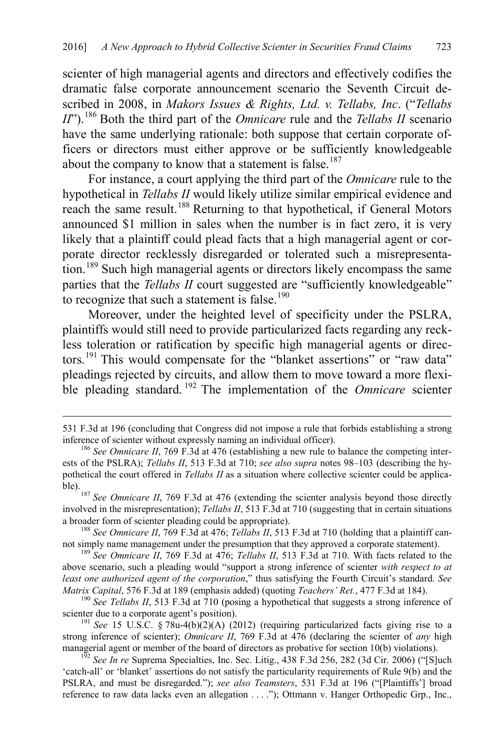scienter of high managerial agents and directors and effectively codifies the dramatic false corporate announcement scenario the Seventh Circuit described in 2008, in *Makors Issues & Rights, Ltd. v. Tellabs, Inc*. ("*Tellabs II*").[186] Both the third part of the *Omnicare* rule and the *Tellabs II* scenario have the same underlying rationale: both suppose that certain corporate officers or directors must either approve or be sufficiently knowledgeable about the company to know that a statement is false.[187]

For instance, a court applying the third part of the *Omnicare* rule to the hypothetical in *Tellabs II* would likely utilize similar empirical evidence and reach the same result.[188] Returning to that hypothetical, if General Motors announced $1 million in sales when the number is in fact zero, it is very likely that a plaintiff could plead facts that a high managerial agent or corporate director recklessly disregarded or tolerated such a misrepresentation.[189] Such high managerial agents or directors likely encompass the same parties that the *Tellabs II* court suggested are "sufficiently knowledgeable" to recognize that such a statement is false.[190]

Moreover, under the heighted level of specificity under the PSLRA, plaintiffs would still need to provide particularized facts regarding any reckless toleration or ratification by specific high managerial agents or directors.[191] This would compensate for the "blanket assertions" or "raw data" pleadings rejected by circuits, and allow them to move toward a more flexible pleading standard.[192] The implementation of the *Omnicare* scienter

---

531 F.3d at 196 (concluding that Congress did not impose a rule that forbids establishing a strong inference of scienter without expressly naming an individual officer).

[186] *See Omnicare II*, 769 F.3d at 476 (establishing a new rule to balance the competing interests of the PSLRA); *Tellabs II*, 513 F.3d at 710; *see also supra* notes 98–103 (describing the hypothetical the court offered in *Tellabs II* as a situation where collective scienter could be applicable).

[187] *See Omnicare II*, 769 F.3d at 476 (extending the scienter analysis beyond those directly involved in the misrepresentation); *Tellabs II*, 513 F.3d at 710 (suggesting that in certain situations a broader form of scienter pleading could be appropriate).

[188] *See Omnicare II*, 769 F.3d at 476; *Tellabs II*, 513 F.3d at 710 (holding that a plaintiff cannot simply name management under the presumption that they approved a corporate statement).

[189] *See Omnicare II*, 769 F.3d at 476; *Tellabs II*, 513 F.3d at 710. With facts related to the above scenario, such a pleading would "support a strong inference of scienter *with respect to at least one authorized agent of the corporation*," thus satisfying the Fourth Circuit's standard. *See Matrix Capital*, 576 F.3d at 189 (emphasis added) (quoting *Teachers' Ret.*, 477 F.3d at 184).

[190] *See Tellabs II*, 513 F.3d at 710 (posing a hypothetical that suggests a strong inference of scienter due to a corporate agent's position).

[191] *See* 15 U.S.C. § 78u-4(b)(2)(A) (2012) (requiring particularized facts giving rise to a strong inference of scienter); *Omnicare II*, 769 F.3d at 476 (declaring the scienter of *any* high managerial agent or member of the board of directors as probative for section 10(b) violations).

[192] *See In re* Suprema Specialties, Inc. Sec. Litig., 438 F.3d 256, 282 (3d Cir. 2006) ("[S]uch 'catch-all' or 'blanket' assertions do not satisfy the particularity requirements of Rule 9(b) and the PSLRA, and must be disregarded."); *see also Teamsters*, 531 F.3d at 196 ("[Plaintiffs'] broad reference to raw data lacks even an allegation . . . ."); Ottmann v. Hanger Orthopedic Grp., Inc.,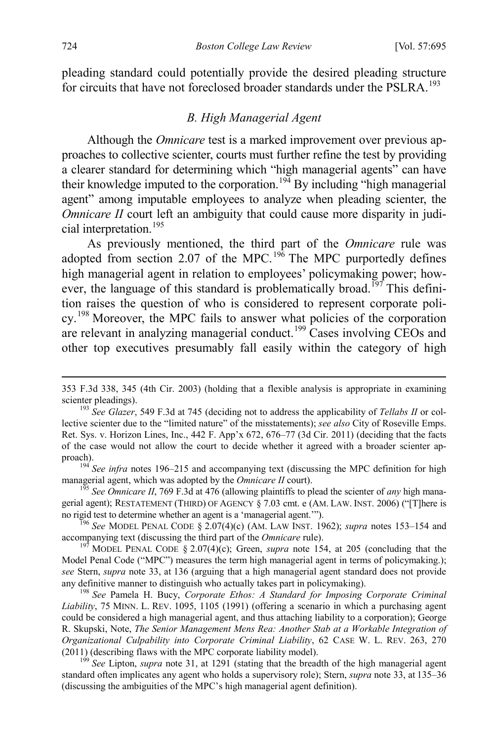pleading standard could potentially provide the desired pleading structure for circuits that have not foreclosed broader standards under the PSLRA.[193]

### *B. High Managerial Agent*

Although the *Omnicare* test is a marked improvement over previous approaches to collective scienter, courts must further refine the test by providing a clearer standard for determining which "high managerial agents" can have their knowledge imputed to the corporation.[194] By including "high managerial agent" among imputable employees to analyze when pleading scienter, the *Omnicare II* court left an ambiguity that could cause more disparity in judicial interpretation.[195]

As previously mentioned, the third part of the *Omnicare* rule was adopted from section 2.07 of the MPC.[196] The MPC purportedly defines high managerial agent in relation to employees' policymaking power; however, the language of this standard is problematically broad.[197] This definition raises the question of who is considered to represent corporate policy.[198] Moreover, the MPC fails to answer what policies of the corporation are relevant in analyzing managerial conduct.[199] Cases involving CEOs and other top executives presumably fall easily within the category of high

---

353 F.3d 338, 345 (4th Cir. 2003) (holding that a flexible analysis is appropriate in examining scienter pleadings).

[193] *See Glazer*, 549 F.3d at 745 (deciding not to address the applicability of *Tellabs II* or collective scienter due to the "limited nature" of the misstatements); *see also* City of Roseville Emps. Ret. Sys. v. Horizon Lines, Inc., 442 F. App'x 672, 676–77 (3d Cir. 2011) (deciding that the facts of the case would not allow the court to decide whether it agreed with a broader scienter approach).

[194] *See infra* notes 196–215 and accompanying text (discussing the MPC definition for high managerial agent, which was adopted by the *Omnicare II* court).

[195] *See Omnicare II*, 769 F.3d at 476 (allowing plaintiffs to plead the scienter of *any* high managerial agent); RESTATEMENT (THIRD) OF AGENCY § 7.03 cmt. e (AM. LAW. INST. 2006) ("[T]here is no rigid test to determine whether an agent is a 'managerial agent.'").

[196] *See* MODEL PENAL CODE § 2.07(4)(c) (AM. LAW INST. 1962); *supra* notes 153–154 and accompanying text (discussing the third part of the *Omnicare* rule).

[197] MODEL PENAL CODE § 2.07(4)(c); Green, *supra* note 154, at 205 (concluding that the Model Penal Code ("MPC") measures the term high managerial agent in terms of policymaking.); *see* Stern, *supra* note 33, at 136 (arguing that a high managerial agent standard does not provide any definitive manner to distinguish who actually takes part in policymaking).

[198] *See* Pamela H. Bucy, *Corporate Ethos: A Standard for Imposing Corporate Criminal Liability*, 75 MINN. L. REV. 1095, 1105 (1991) (offering a scenario in which a purchasing agent could be considered a high managerial agent, and thus attaching liability to a corporation); George R. Skupski, Note, *The Senior Management Mens Rea: Another Stab at a Workable Integration of Organizational Culpability into Corporate Criminal Liability*, 62 CASE W. L. REV. 263, 270 (2011) (describing flaws with the MPC corporate liability model).

[199] *See* Lipton, *supra* note 31, at 1291 (stating that the breadth of the high managerial agent standard often implicates any agent who holds a supervisory role); Stern, *supra* note 33, at 135–36 (discussing the ambiguities of the MPC's high managerial agent definition).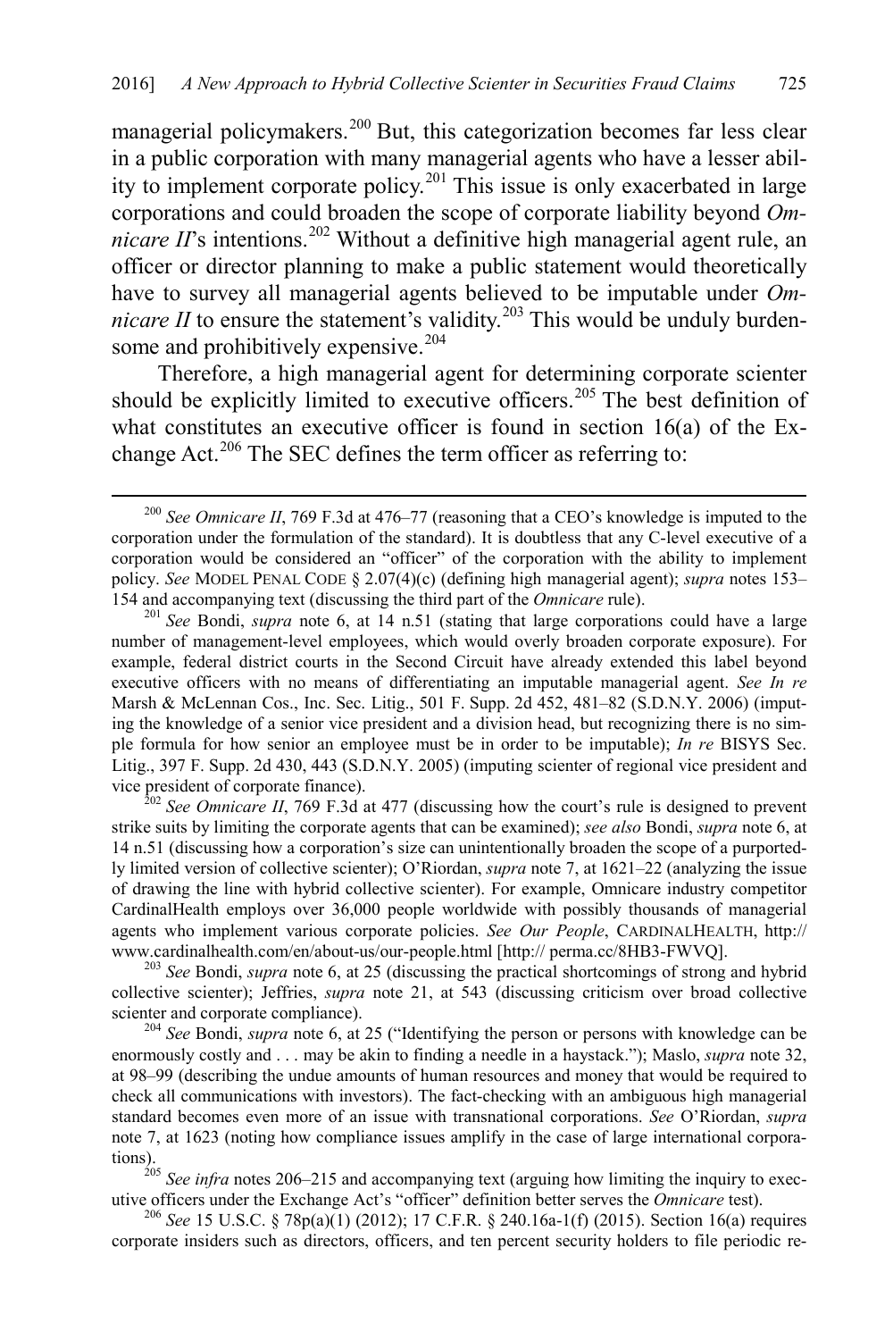managerial policymakers.[200] But, this categorization becomes far less clear in a public corporation with many managerial agents who have a lesser ability to implement corporate policy.[201] This issue is only exacerbated in large corporations and could broaden the scope of corporate liability beyond *Omnicare II*'s intentions.[202] Without a definitive high managerial agent rule, an officer or director planning to make a public statement would theoretically have to survey all managerial agents believed to be imputable under *Omnicare II* to ensure the statement's validity.[203] This would be unduly burdensome and prohibitively expensive.[204]

Therefore, a high managerial agent for determining corporate scienter should be explicitly limited to executive officers.[205] The best definition of what constitutes an executive officer is found in section 16(a) of the Exchange Act.[206] The SEC defines the term officer as referring to:

---

[200] *See Omnicare II*, 769 F.3d at 476–77 (reasoning that a CEO's knowledge is imputed to the corporation under the formulation of the standard). It is doubtless that any C-level executive of a corporation would be considered an "officer" of the corporation with the ability to implement policy. *See* MODEL PENAL CODE § 2.07(4)(c) (defining high managerial agent); *supra* notes 153–154 and accompanying text (discussing the third part of the *Omnicare* rule).

[201] *See* Bondi, *supra* note 6, at 14 n.51 (stating that large corporations could have a large number of management-level employees, which would overly broaden corporate exposure). For example, federal district courts in the Second Circuit have already extended this label beyond executive officers with no means of differentiating an imputable managerial agent. *See In re* Marsh & McLennan Cos., Inc. Sec. Litig., 501 F. Supp. 2d 452, 481–82 (S.D.N.Y. 2006) (imputing the knowledge of a senior vice president and a division head, but recognizing there is no simple formula for how senior an employee must be in order to be imputable); *In re* BISYS Sec. Litig., 397 F. Supp. 2d 430, 443 (S.D.N.Y. 2005) (imputing scienter of regional vice president and vice president of corporate finance).

[202] *See Omnicare II*, 769 F.3d at 477 (discussing how the court's rule is designed to prevent strike suits by limiting the corporate agents that can be examined); *see also* Bondi, *supra* note 6, at 14 n.51 (discussing how a corporation's size can unintentionally broaden the scope of a purportedly limited version of collective scienter); O'Riordan, *supra* note 7, at 1621–22 (analyzing the issue of drawing the line with hybrid collective scienter). For example, Omnicare industry competitor CardinalHealth employs over 36,000 people worldwide with possibly thousands of managerial agents who implement various corporate policies. *See Our People*, CARDINALHEALTH, http://www.cardinalhealth.com/en/about-us/our-people.html [http:// perma.cc/8HB3-FWVQ].

[203] *See* Bondi, *supra* note 6, at 25 (discussing the practical shortcomings of strong and hybrid collective scienter); Jeffries, *supra* note 21, at 543 (discussing criticism over broad collective scienter and corporate compliance).

[204] *See* Bondi, *supra* note 6, at 25 ("Identifying the person or persons with knowledge can be enormously costly and . . . may be akin to finding a needle in a haystack."); Maslo, *supra* note 32, at 98–99 (describing the undue amounts of human resources and money that would be required to check all communications with investors). The fact-checking with an ambiguous high managerial standard becomes even more of an issue with transnational corporations. *See* O'Riordan, *supra* note 7, at 1623 (noting how compliance issues amplify in the case of large international corporations).

[205] *See infra* notes 206–215 and accompanying text (arguing how limiting the inquiry to executive officers under the Exchange Act's "officer" definition better serves the *Omnicare* test).

[206] *See* 15 U.S.C. § 78p(a)(1) (2012); 17 C.F.R. § 240.16a-1(f) (2015). Section 16(a) requires corporate insiders such as directors, officers, and ten percent security holders to file periodic re-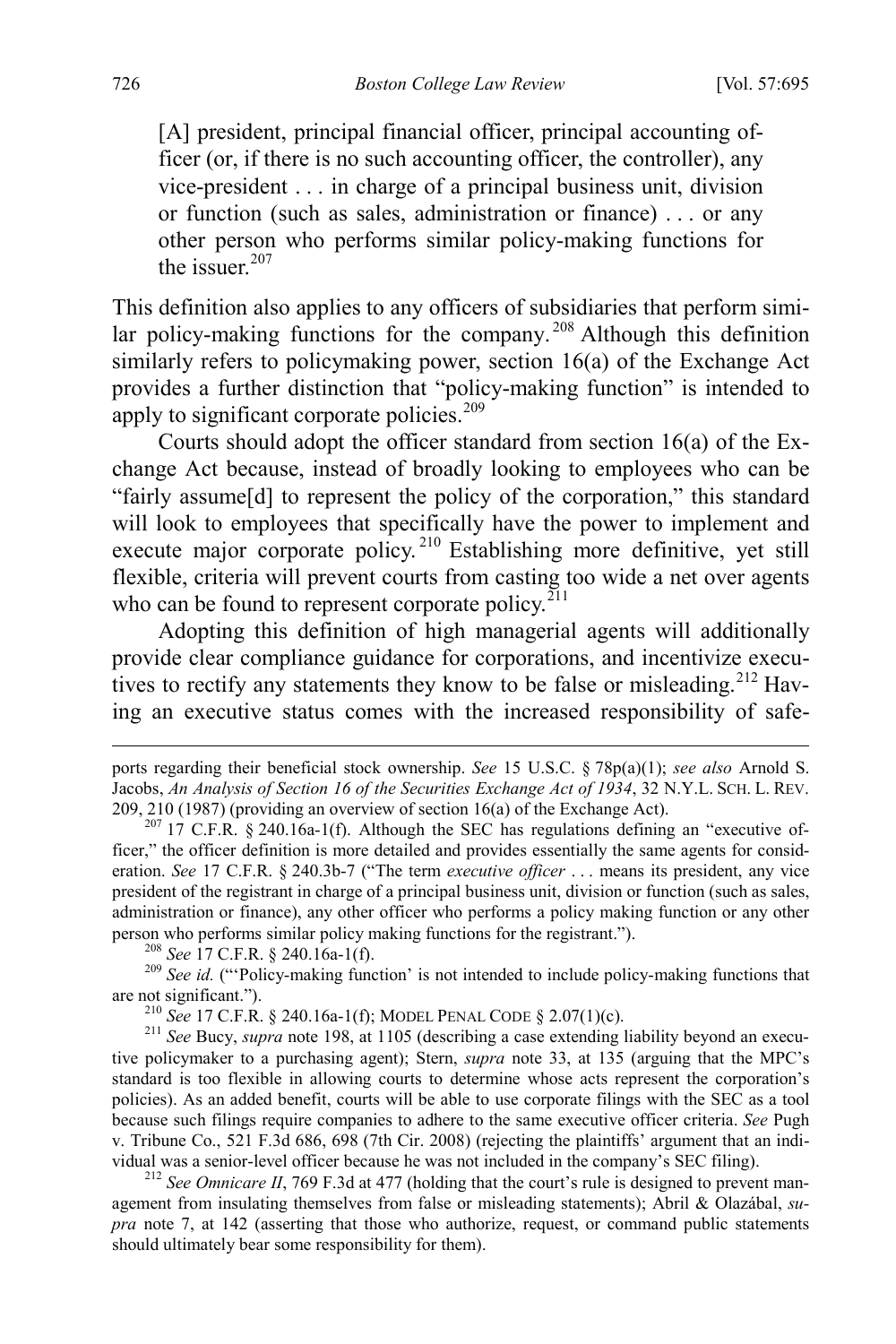> [A] president, principal financial officer, principal accounting officer (or, if there is no such accounting officer, the controller), any vice-president . . . in charge of a principal business unit, division or function (such as sales, administration or finance) . . . or any other person who performs similar policy-making functions for the issuer.[207]

This definition also applies to any officers of subsidiaries that perform similar policy-making functions for the company.[208] Although this definition similarly refers to policymaking power, section 16(a) of the Exchange Act provides a further distinction that "policy-making function" is intended to apply to significant corporate policies.[209]

Courts should adopt the officer standard from section 16(a) of the Exchange Act because, instead of broadly looking to employees who can be "fairly assume[d] to represent the policy of the corporation," this standard will look to employees that specifically have the power to implement and execute major corporate policy.[210] Establishing more definitive, yet still flexible, criteria will prevent courts from casting too wide a net over agents who can be found to represent corporate policy.[211]

Adopting this definition of high managerial agents will additionally provide clear compliance guidance for corporations, and incentivize executives to rectify any statements they know to be false or misleading.[212] Having an executive status comes with the increased responsibility of safe-

---

ports regarding their beneficial stock ownership. *See* 15 U.S.C. § 78p(a)(1); *see also* Arnold S. Jacobs, *An Analysis of Section 16 of the Securities Exchange Act of 1934*, 32 N.Y.L. SCH. L. REV. 209, 210 (1987) (providing an overview of section 16(a) of the Exchange Act).

[207] 17 C.F.R. § 240.16a-1(f). Although the SEC has regulations defining an "executive officer," the officer definition is more detailed and provides essentially the same agents for consideration. *See* 17 C.F.R. § 240.3b-7 ("The term *executive officer* . . . means its president, any vice president of the registrant in charge of a principal business unit, division or function (such as sales, administration or finance), any other officer who performs a policy making function or any other person who performs similar policy making functions for the registrant.").

[208] *See* 17 C.F.R. § 240.16a-1(f).

[209] *See id.* ("'Policy-making function' is not intended to include policy-making functions that are not significant.").

[210] *See* 17 C.F.R. § 240.16a-1(f); MODEL PENAL CODE § 2.07(1)(c).

[211] *See* Bucy, *supra* note 198, at 1105 (describing a case extending liability beyond an executive policymaker to a purchasing agent); Stern, *supra* note 33, at 135 (arguing that the MPC's standard is too flexible in allowing courts to determine whose acts represent the corporation's policies). As an added benefit, courts will be able to use corporate filings with the SEC as a tool because such filings require companies to adhere to the same executive officer criteria. *See* Pugh v. Tribune Co., 521 F.3d 686, 698 (7th Cir. 2008) (rejecting the plaintiffs' argument that an individual was a senior-level officer because he was not included in the company's SEC filing).

[212] *See Omnicare II*, 769 F.3d at 477 (holding that the court's rule is designed to prevent management from insulating themselves from false or misleading statements); Abril & Olazábal, *supra* note 7, at 142 (asserting that those who authorize, request, or command public statements should ultimately bear some responsibility for them).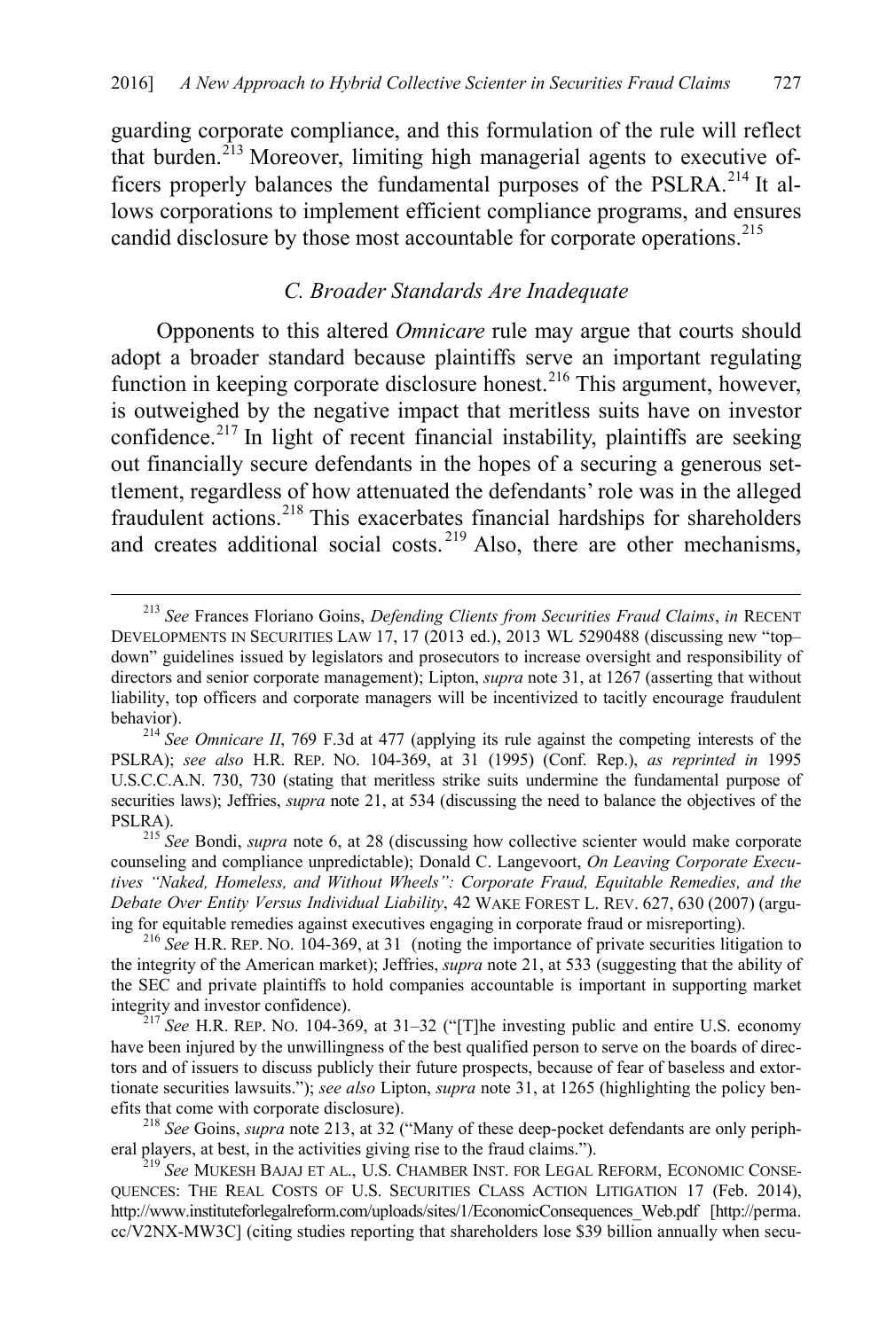guarding corporate compliance, and this formulation of the rule will reflect that burden.[213] Moreover, limiting high managerial agents to executive officers properly balances the fundamental purposes of the PSLRA.[214] It allows corporations to implement efficient compliance programs, and ensures candid disclosure by those most accountable for corporate operations.[215]

### C. Broader Standards Are Inadequate

Opponents to this altered *Omnicare* rule may argue that courts should adopt a broader standard because plaintiffs serve an important regulating function in keeping corporate disclosure honest.[216] This argument, however, is outweighed by the negative impact that meritless suits have on investor confidence.[217] In light of recent financial instability, plaintiffs are seeking out financially secure defendants in the hopes of a securing a generous settlement, regardless of how attenuated the defendants' role was in the alleged fraudulent actions.[218] This exacerbates financial hardships for shareholders and creates additional social costs.[219] Also, there are other mechanisms,

---

[213] *See* Frances Floriano Goins, *Defending Clients from Securities Fraud Claims*, *in* RECENT DEVELOPMENTS IN SECURITIES LAW 17, 17 (2013 ed.), 2013 WL 5290488 (discussing new "top–down" guidelines issued by legislators and prosecutors to increase oversight and responsibility of directors and senior corporate management); Lipton, *supra* note 31, at 1267 (asserting that without liability, top officers and corporate managers will be incentivized to tacitly encourage fraudulent behavior).

[214] *See Omnicare II*, 769 F.3d at 477 (applying its rule against the competing interests of the PSLRA); *see also* H.R. REP. NO. 104-369, at 31 (1995) (Conf. Rep.), *as reprinted in* 1995 U.S.C.C.A.N. 730, 730 (stating that meritless strike suits undermine the fundamental purpose of securities laws); Jeffries, *supra* note 21, at 534 (discussing the need to balance the objectives of the PSLRA).

[215] *See* Bondi, *supra* note 6, at 28 (discussing how collective scienter would make corporate counseling and compliance unpredictable); Donald C. Langevoort, *On Leaving Corporate Executives "Naked, Homeless, and Without Wheels": Corporate Fraud, Equitable Remedies, and the Debate Over Entity Versus Individual Liability*, 42 WAKE FOREST L. REV. 627, 630 (2007) (arguing for equitable remedies against executives engaging in corporate fraud or misreporting).

[216] *See* H.R. REP. NO. 104-369, at 31 (noting the importance of private securities litigation to the integrity of the American market); Jeffries, *supra* note 21, at 533 (suggesting that the ability of the SEC and private plaintiffs to hold companies accountable is important in supporting market integrity and investor confidence).

[217] *See* H.R. REP. NO. 104-369, at 31–32 ("[T]he investing public and entire U.S. economy have been injured by the unwillingness of the best qualified person to serve on the boards of directors and of issuers to discuss publicly their future prospects, because of fear of baseless and extortionate securities lawsuits."); *see also* Lipton, *supra* note 31, at 1265 (highlighting the policy benefits that come with corporate disclosure).

[218] *See* Goins, *supra* note 213, at 32 ("Many of these deep-pocket defendants are only peripheral players, at best, in the activities giving rise to the fraud claims.").

[219] *See* MUKESH BAJAJ ET AL., U.S. CHAMBER INST. FOR LEGAL REFORM, ECONOMIC CONSEQUENCES: THE REAL COSTS OF U.S. SECURITIES CLASS ACTION LITIGATION 17 (Feb. 2014), http://www.instituteforlegalreform.com/uploads/sites/1/EconomicConsequences_Web.pdf [http://perma.cc/V2NX-MW3C] (citing studies reporting that shareholders lose $39 billion annually when secu-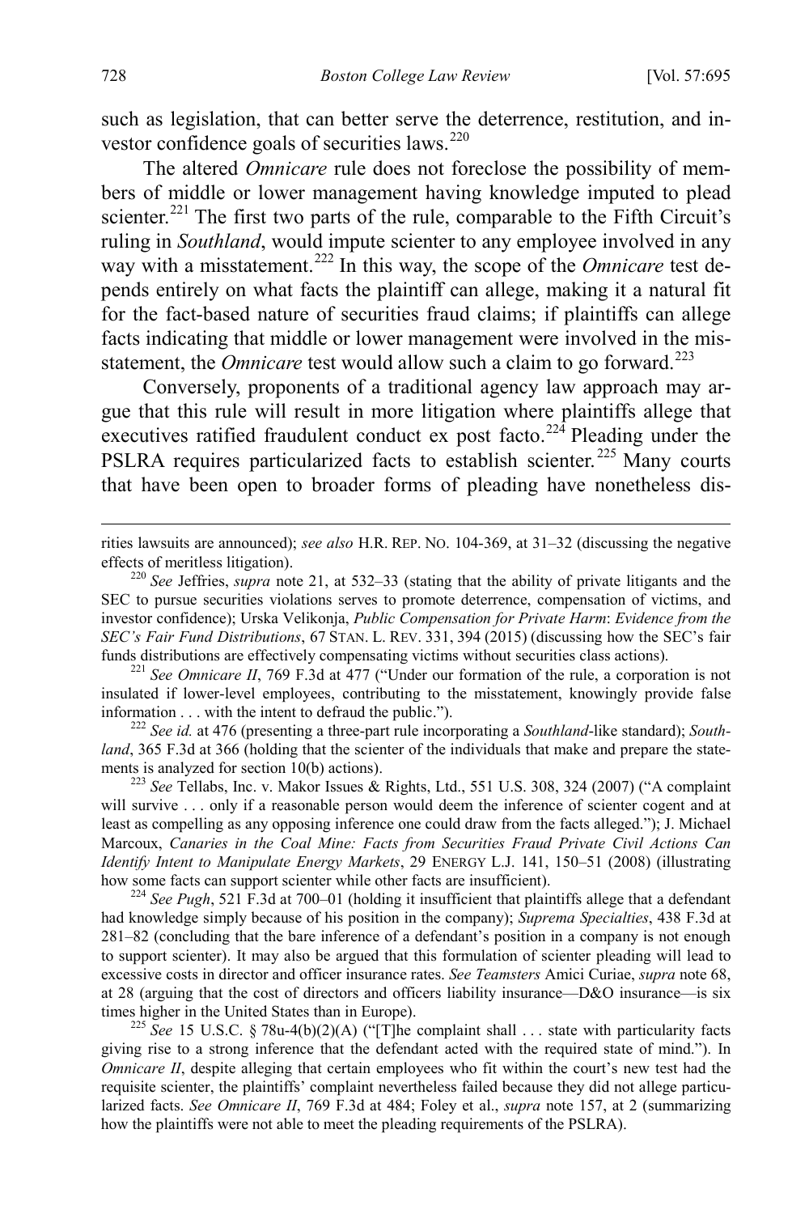such as legislation, that can better serve the deterrence, restitution, and investor confidence goals of securities laws.[220]

The altered *Omnicare* rule does not foreclose the possibility of members of middle or lower management having knowledge imputed to plead scienter.[221] The first two parts of the rule, comparable to the Fifth Circuit's ruling in *Southland*, would impute scienter to any employee involved in any way with a misstatement.[222] In this way, the scope of the *Omnicare* test depends entirely on what facts the plaintiff can allege, making it a natural fit for the fact-based nature of securities fraud claims; if plaintiffs can allege facts indicating that middle or lower management were involved in the misstatement, the *Omnicare* test would allow such a claim to go forward.[223]

Conversely, proponents of a traditional agency law approach may argue that this rule will result in more litigation where plaintiffs allege that executives ratified fraudulent conduct ex post facto.[224] Pleading under the PSLRA requires particularized facts to establish scienter.[225] Many courts that have been open to broader forms of pleading have nonetheless dis-

---

rities lawsuits are announced); *see also* H.R. REP. NO. 104-369, at 31–32 (discussing the negative effects of meritless litigation).

[220] *See* Jeffries, *supra* note 21, at 532–33 (stating that the ability of private litigants and the SEC to pursue securities violations serves to promote deterrence, compensation of victims, and investor confidence); Urska Velikonja, *Public Compensation for Private Harm*: *Evidence from the SEC's Fair Fund Distributions*, 67 STAN. L. REV. 331, 394 (2015) (discussing how the SEC's fair funds distributions are effectively compensating victims without securities class actions).

[221] *See Omnicare II*, 769 F.3d at 477 ("Under our formation of the rule, a corporation is not insulated if lower-level employees, contributing to the misstatement, knowingly provide false information . . . with the intent to defraud the public.").

[222] *See id.* at 476 (presenting a three-part rule incorporating a *Southland*-like standard); *Southland*, 365 F.3d at 366 (holding that the scienter of the individuals that make and prepare the statements is analyzed for section 10(b) actions).

[223] *See* Tellabs, Inc. v. Makor Issues & Rights, Ltd., 551 U.S. 308, 324 (2007) ("A complaint will survive . . . only if a reasonable person would deem the inference of scienter cogent and at least as compelling as any opposing inference one could draw from the facts alleged."); J. Michael Marcoux, *Canaries in the Coal Mine: Facts from Securities Fraud Private Civil Actions Can Identify Intent to Manipulate Energy Markets*, 29 ENERGY L.J. 141, 150–51 (2008) (illustrating how some facts can support scienter while other facts are insufficient).

[224] *See Pugh*, 521 F.3d at 700–01 (holding it insufficient that plaintiffs allege that a defendant had knowledge simply because of his position in the company); *Suprema Specialties*, 438 F.3d at 281–82 (concluding that the bare inference of a defendant's position in a company is not enough to support scienter). It may also be argued that this formulation of scienter pleading will lead to excessive costs in director and officer insurance rates. *See Teamsters* Amici Curiae, *supra* note 68, at 28 (arguing that the cost of directors and officers liability insurance—D&O insurance—is six times higher in the United States than in Europe).

[225] *See* 15 U.S.C. § 78u-4(b)(2)(A) ("[T]he complaint shall . . . state with particularity facts giving rise to a strong inference that the defendant acted with the required state of mind."). In *Omnicare II*, despite alleging that certain employees who fit within the court's new test had the requisite scienter, the plaintiffs' complaint nevertheless failed because they did not allege particularized facts. *See Omnicare II*, 769 F.3d at 484; Foley et al., *supra* note 157, at 2 (summarizing how the plaintiffs were not able to meet the pleading requirements of the PSLRA).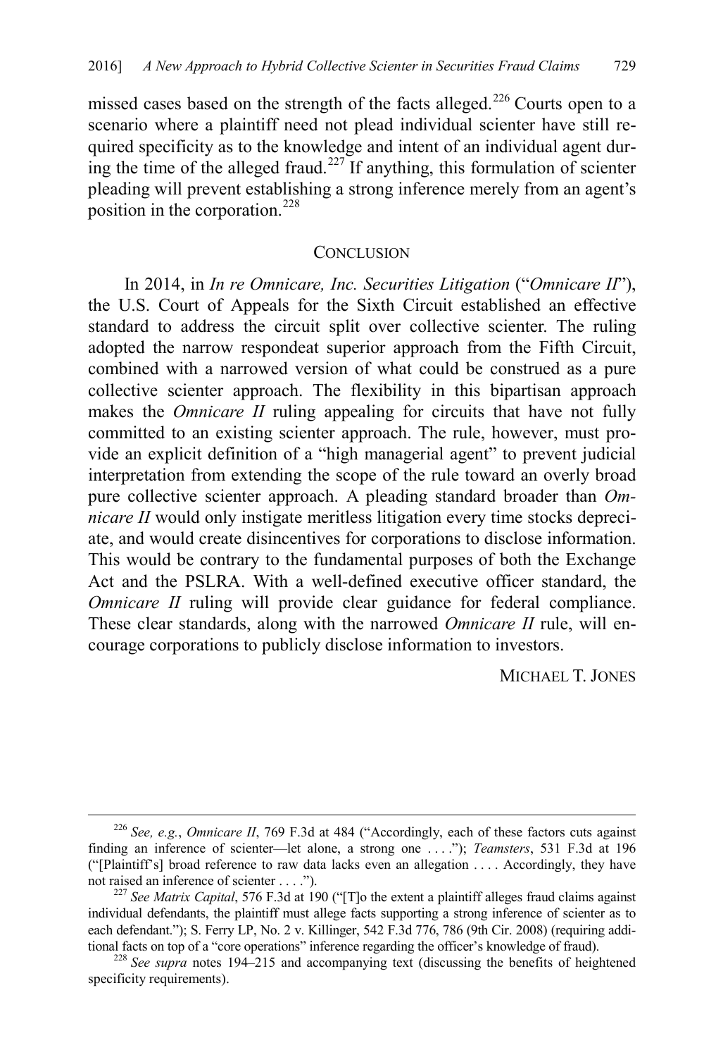missed cases based on the strength of the facts alleged.[226] Courts open to a scenario where a plaintiff need not plead individual scienter have still required specificity as to the knowledge and intent of an individual agent during the time of the alleged fraud.[227] If anything, this formulation of scienter pleading will prevent establishing a strong inference merely from an agent's position in the corporation.[228]

## CONCLUSION

In 2014, in *In re Omnicare, Inc. Securities Litigation* ("*Omnicare II*"), the U.S. Court of Appeals for the Sixth Circuit established an effective standard to address the circuit split over collective scienter. The ruling adopted the narrow respondeat superior approach from the Fifth Circuit, combined with a narrowed version of what could be construed as a pure collective scienter approach. The flexibility in this bipartisan approach makes the *Omnicare II* ruling appealing for circuits that have not fully committed to an existing scienter approach. The rule, however, must provide an explicit definition of a "high managerial agent" to prevent judicial interpretation from extending the scope of the rule toward an overly broad pure collective scienter approach. A pleading standard broader than *Omnicare II* would only instigate meritless litigation every time stocks depreciate, and would create disincentives for corporations to disclose information. This would be contrary to the fundamental purposes of both the Exchange Act and the PSLRA. With a well-defined executive officer standard, the *Omnicare II* ruling will provide clear guidance for federal compliance. These clear standards, along with the narrowed *Omnicare II* rule, will encourage corporations to publicly disclose information to investors.

MICHAEL T. JONES

---

[226] *See, e.g.*, *Omnicare II*, 769 F.3d at 484 ("Accordingly, each of these factors cuts against finding an inference of scienter—let alone, a strong one . . . ."); *Teamsters*, 531 F.3d at 196 ("[Plaintiff's] broad reference to raw data lacks even an allegation . . . . Accordingly, they have not raised an inference of scienter . . . .").

[227] *See Matrix Capital*, 576 F.3d at 190 ("[T]o the extent a plaintiff alleges fraud claims against individual defendants, the plaintiff must allege facts supporting a strong inference of scienter as to each defendant."); S. Ferry LP, No. 2 v. Killinger, 542 F.3d 776, 786 (9th Cir. 2008) (requiring additional facts on top of a "core operations" inference regarding the officer's knowledge of fraud).

[228] *See supra* notes 194–215 and accompanying text (discussing the benefits of heightened specificity requirements).